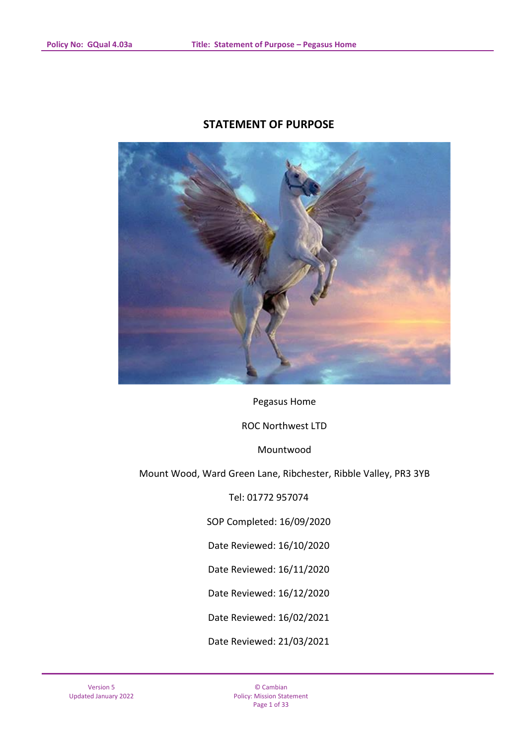# STATEMENT OF PURPOSE

Pegasus Home

ROC Northwest LTD

Mountwood

Mount Wood, Ward Green Lane, Ribchester, Ribble Valley, PR3 3YB

Tel: 01772 957074

SOP Completed: 16/09/2020

Date Reviewed: 16/10/2020

Date Reviewed: 16/11/2020

Date Reviewed: 16/12/2020

Date Reviewed: 16/02/2021

Date Reviewed: 21/03/2021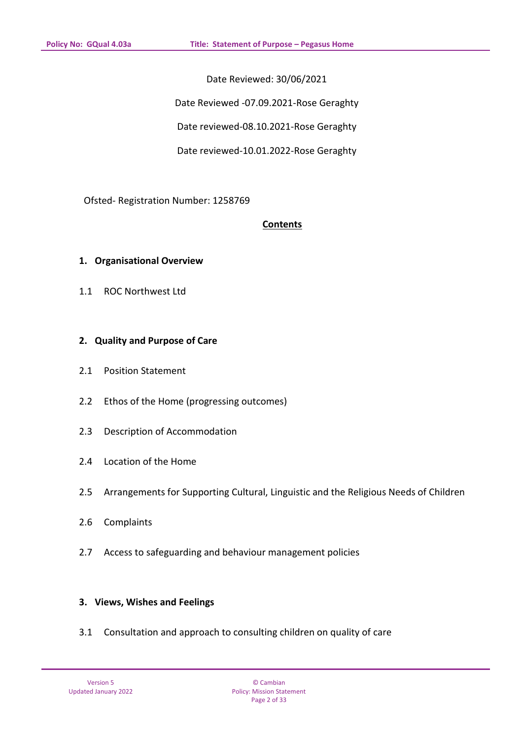Date Reviewed: 30/06/2021

Date Reviewed -07.09.2021-Rose Geraghty

Date reviewed-08.10.2021-Rose Geraghty

Date reviewed-10.01.2022-Rose Geraghty

Ofsted- Registration Number: 1258769

**Contents**

**1. Organisational Overview**

1.1 ROC Northwest Ltd

**2. Quality and Purpose of Care**

2.1 Position Statement

2.2 Ethos of the Home (progressing outcomes)

2.3 Description of Accommodation

2.4 Location of the Home

2.5 Arrangements for Supporting Cultural, Linguistic and the Religious Needs of Children

2.6 Complaints

2.7 Access to safeguarding and behaviour management policies

**3. Views, Wishes and Feelings**

3.1 Consultation and approach to consulting children on quality of care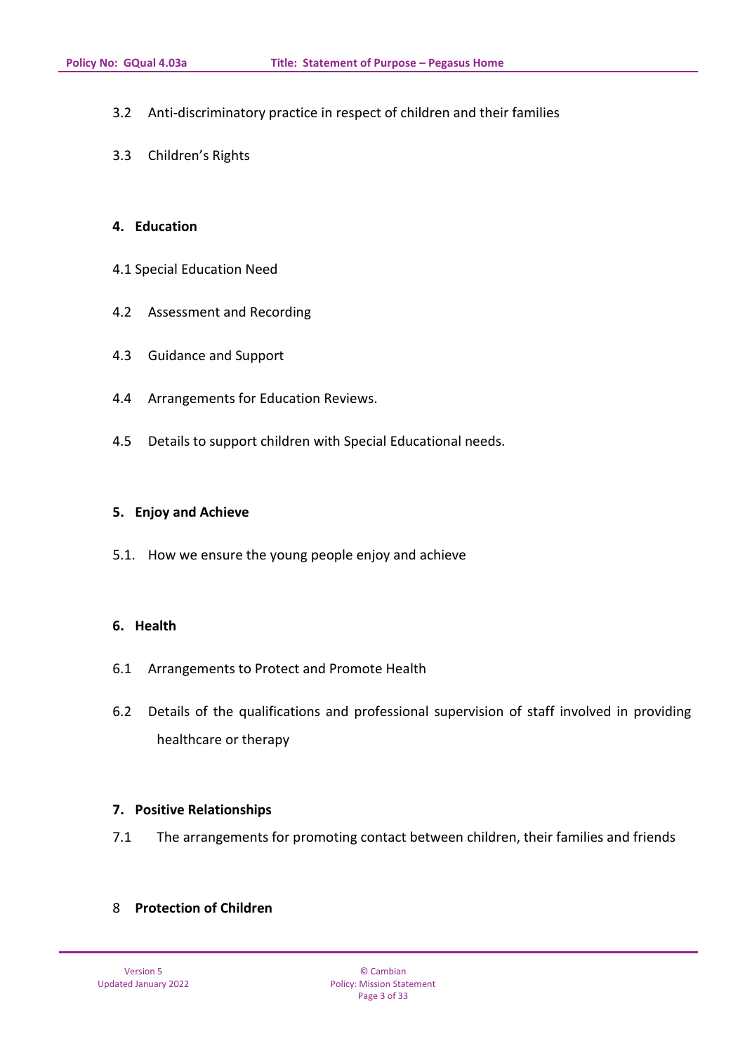3.2 Anti-discriminatory practice in respect of children and their families

3.3 Children's Rights

**4. Education**

4.1 Special Education Need

4.2 Assessment and Recording

4.3 Guidance and Support

4.4 Arrangements for Education Reviews.

4.5 Details to support children with Special Educational needs.

**5. Enjoy and Achieve**

5.1. How we ensure the young people enjoy and achieve

**6. Health**

6.1 Arrangements to Protect and Promote Health

6.2 Details of the qualifications and professional supervision of staff involved in providing healthcare or therapy

**7. Positive Relationships**

7.1 The arrangements for promoting contact between children, their families and friends

8 **Protection of Children**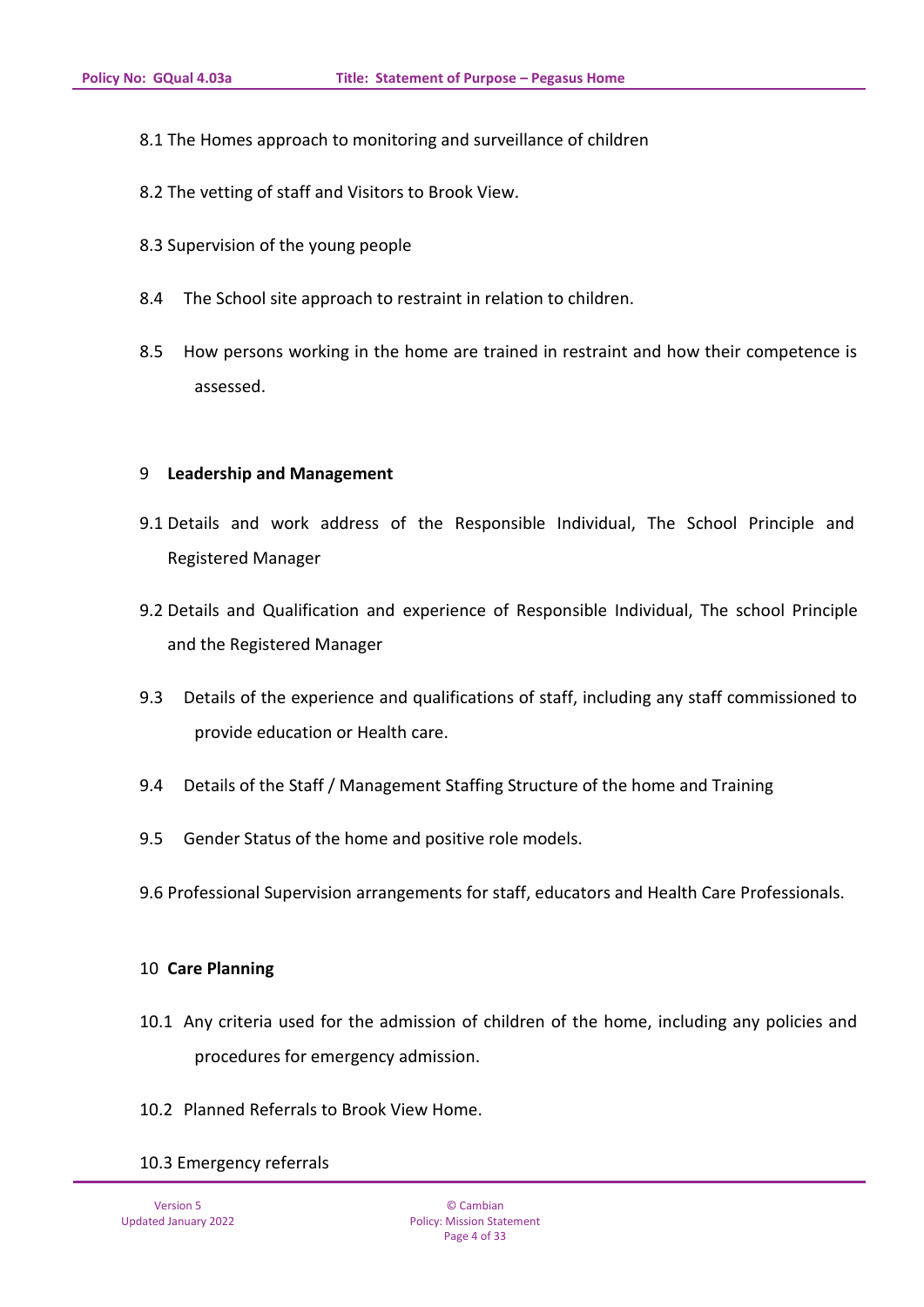8.1 The Homes approach to monitoring and surveillance of children

8.2 The vetting of staff and Visitors to Brook View.

8.3 Supervision of the young people

8.4 The School site approach to restraint in relation to children.

8.5 How persons working in the home are trained in restraint and how their competence is assessed.

9 **Leadership and Management**

9.1 Details and work address of the Responsible Individual, The School Principle and Registered Manager

9.2 Details and Qualification and experience of Responsible Individual, The school Principle and the Registered Manager

9.3 Details of the experience and qualifications of staff, including any staff commissioned to provide education or Health care.

9.4 Details of the Staff / Management Staffing Structure of the home and Training

9.5 Gender Status of the home and positive role models.

9.6 Professional Supervision arrangements for staff, educators and Health Care Professionals.

10 **Care Planning**

10.1 Any criteria used for the admission of children of the home, including any policies and procedures for emergency admission.

10.2 Planned Referrals to Brook View Home.

10.3 Emergency referrals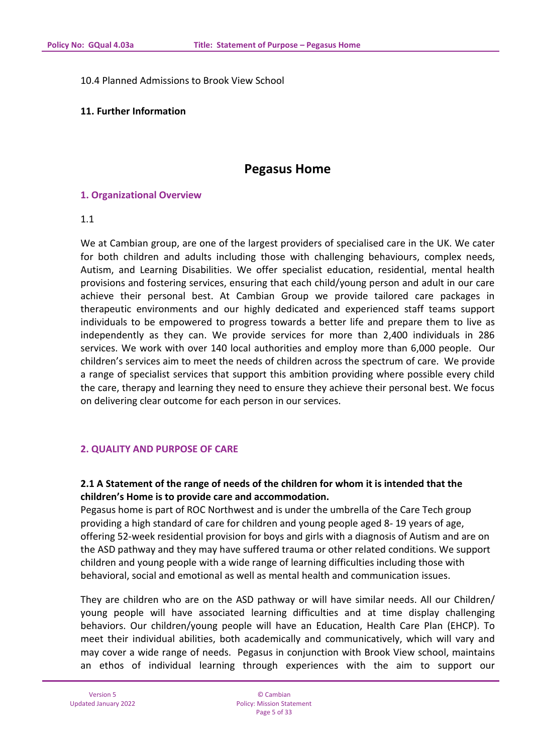10.4 Planned Admissions to Brook View School

**11. Further Information**

# Pegasus Home

## 1. Organizational Overview

1.1

We at Cambian group, are one of the largest providers of specialised care in the UK. We cater for both children and adults including those with challenging behaviours, complex needs, Autism, and Learning Disabilities. We offer specialist education, residential, mental health provisions and fostering services, ensuring that each child/young person and adult in our care achieve their personal best. At Cambian Group we provide tailored care packages in therapeutic environments and our highly dedicated and experienced staff teams support individuals to be empowered to progress towards a better life and prepare them to live as independently as they can. We provide services for more than 2,400 individuals in 286 services. We work with over 140 local authorities and employ more than 6,000 people. Our children's services aim to meet the needs of children across the spectrum of care. We provide a range of specialist services that support this ambition providing where possible every child the care, therapy and learning they need to ensure they achieve their personal best. We focus on delivering clear outcome for each person in our services.

## 2. QUALITY AND PURPOSE OF CARE

### 2.1 A Statement of the range of needs of the children for whom it is intended that the children's Home is to provide care and accommodation.

Pegasus home is part of ROC Northwest and is under the umbrella of the Care Tech group providing a high standard of care for children and young people aged 8- 19 years of age, offering 52-week residential provision for boys and girls with a diagnosis of Autism and are on the ASD pathway and they may have suffered trauma or other related conditions. We support children and young people with a wide range of learning difficulties including those with behavioral, social and emotional as well as mental health and communication issues.

They are children who are on the ASD pathway or will have similar needs. All our Children/ young people will have associated learning difficulties and at time display challenging behaviors. Our children/young people will have an Education, Health Care Plan (EHCP). To meet their individual abilities, both academically and communicatively, which will vary and may cover a wide range of needs. Pegasus in conjunction with Brook View school, maintains an ethos of individual learning through experiences with the aim to support our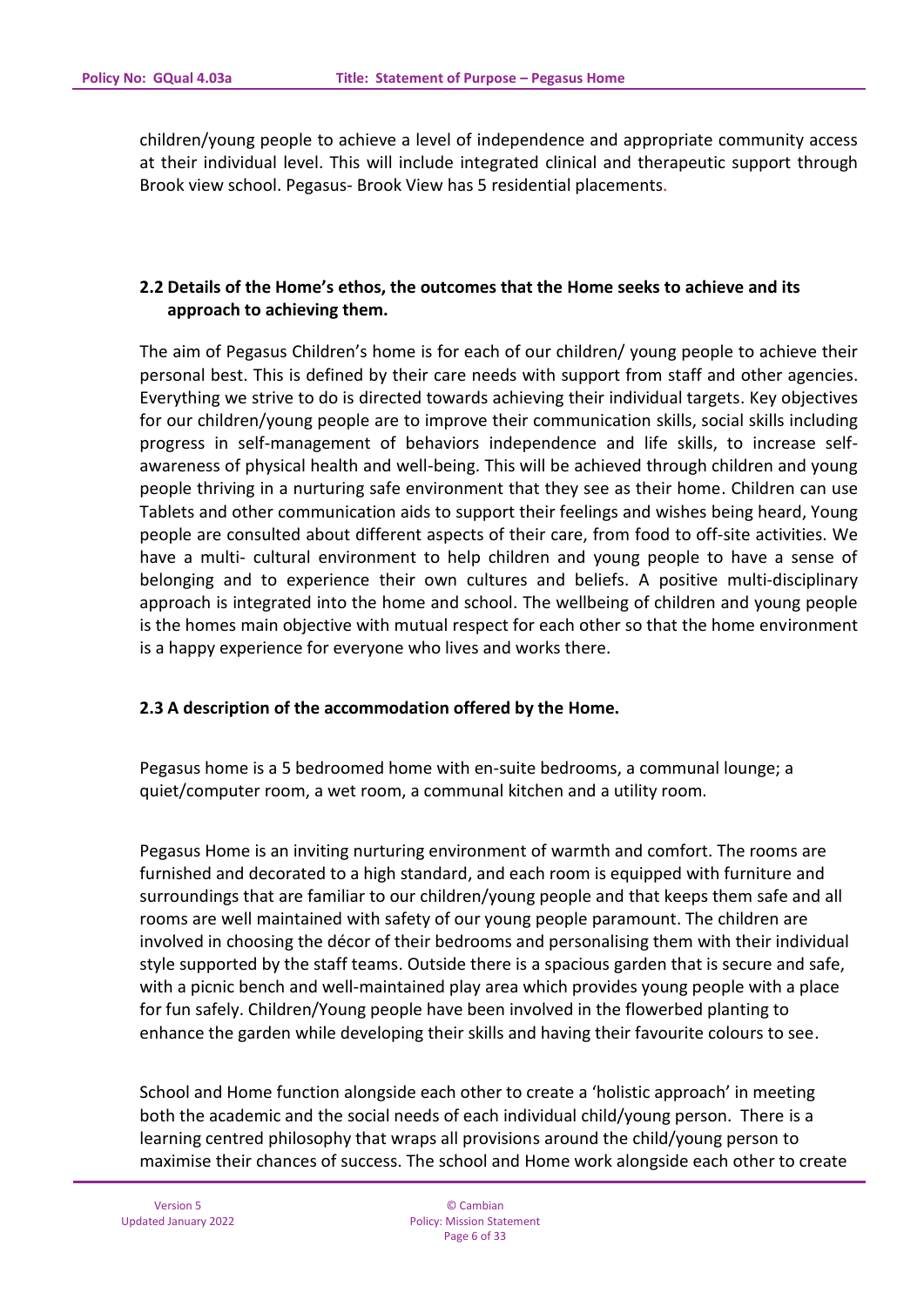children/young people to achieve a level of independence and appropriate community access at their individual level. This will include integrated clinical and therapeutic support through Brook view school. Pegasus- Brook View has 5 residential placements.

## 2.2 Details of the Home's ethos, the outcomes that the Home seeks to achieve and its approach to achieving them.

The aim of Pegasus Children's home is for each of our children/ young people to achieve their personal best. This is defined by their care needs with support from staff and other agencies. Everything we strive to do is directed towards achieving their individual targets. Key objectives for our children/young people are to improve their communication skills, social skills including progress in self-management of behaviors independence and life skills, to increase self-awareness of physical health and well-being. This will be achieved through children and young people thriving in a nurturing safe environment that they see as their home. Children can use Tablets and other communication aids to support their feelings and wishes being heard, Young people are consulted about different aspects of their care, from food to off-site activities. We have a multi- cultural environment to help children and young people to have a sense of belonging and to experience their own cultures and beliefs. A positive multi-disciplinary approach is integrated into the home and school. The wellbeing of children and young people is the homes main objective with mutual respect for each other so that the home environment is a happy experience for everyone who lives and works there.

## 2.3 A description of the accommodation offered by the Home.

Pegasus home is a 5 bedroomed home with en-suite bedrooms, a communal lounge; a quiet/computer room, a wet room, a communal kitchen and a utility room.

Pegasus Home is an inviting nurturing environment of warmth and comfort. The rooms are furnished and decorated to a high standard, and each room is equipped with furniture and surroundings that are familiar to our children/young people and that keeps them safe and all rooms are well maintained with safety of our young people paramount. The children are involved in choosing the décor of their bedrooms and personalising them with their individual style supported by the staff teams. Outside there is a spacious garden that is secure and safe, with a picnic bench and well-maintained play area which provides young people with a place for fun safely. Children/Young people have been involved in the flowerbed planting to enhance the garden while developing their skills and having their favourite colours to see.

School and Home function alongside each other to create a 'holistic approach' in meeting both the academic and the social needs of each individual child/young person. There is a learning centred philosophy that wraps all provisions around the child/young person to maximise their chances of success. The school and Home work alongside each other to create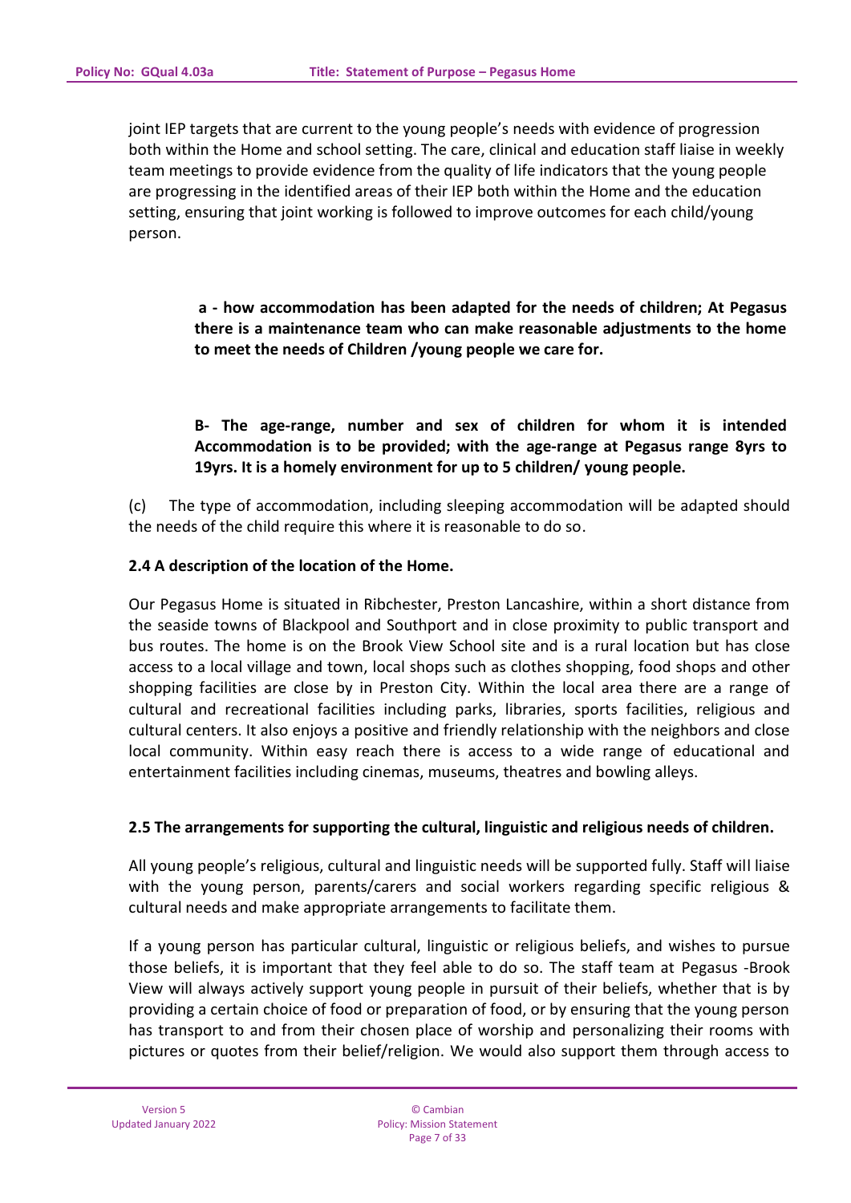joint IEP targets that are current to the young people's needs with evidence of progression both within the Home and school setting. The care, clinical and education staff liaise in weekly team meetings to provide evidence from the quality of life indicators that the young people are progressing in the identified areas of their IEP both within the Home and the education setting, ensuring that joint working is followed to improve outcomes for each child/young person.

**a - how accommodation has been adapted for the needs of children; At Pegasus there is a maintenance team who can make reasonable adjustments to the home to meet the needs of Children /young people we care for.**

**B- The age-range, number and sex of children for whom it is intended Accommodation is to be provided; with the age-range at Pegasus range 8yrs to 19yrs. It is a homely environment for up to 5 children/ young people.**

(c) The type of accommodation, including sleeping accommodation will be adapted should the needs of the child require this where it is reasonable to do so.

**2.4 A description of the location of the Home.**

Our Pegasus Home is situated in Ribchester, Preston Lancashire, within a short distance from the seaside towns of Blackpool and Southport and in close proximity to public transport and bus routes. The home is on the Brook View School site and is a rural location but has close access to a local village and town, local shops such as clothes shopping, food shops and other shopping facilities are close by in Preston City. Within the local area there are a range of cultural and recreational facilities including parks, libraries, sports facilities, religious and cultural centers. It also enjoys a positive and friendly relationship with the neighbors and close local community. Within easy reach there is access to a wide range of educational and entertainment facilities including cinemas, museums, theatres and bowling alleys.

**2.5 The arrangements for supporting the cultural, linguistic and religious needs of children.**

All young people's religious, cultural and linguistic needs will be supported fully. Staff will liaise with the young person, parents/carers and social workers regarding specific religious & cultural needs and make appropriate arrangements to facilitate them.

If a young person has particular cultural, linguistic or religious beliefs, and wishes to pursue those beliefs, it is important that they feel able to do so. The staff team at Pegasus -Brook View will always actively support young people in pursuit of their beliefs, whether that is by providing a certain choice of food or preparation of food, or by ensuring that the young person has transport to and from their chosen place of worship and personalizing their rooms with pictures or quotes from their belief/religion. We would also support them through access to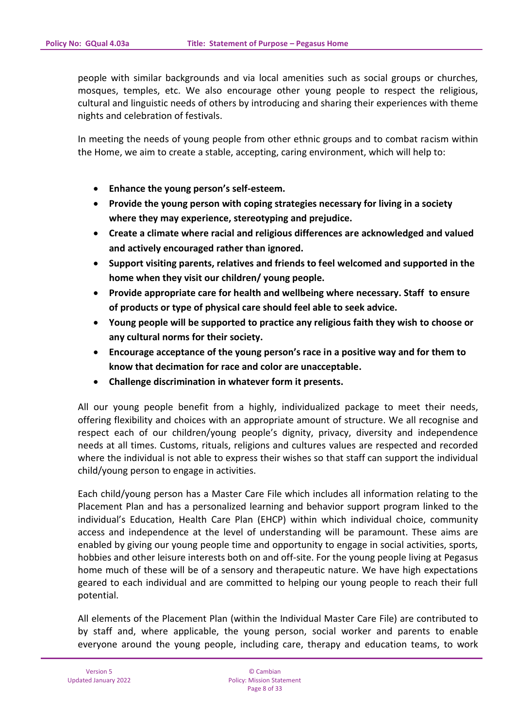people with similar backgrounds and via local amenities such as social groups or churches, mosques, temples, etc. We also encourage other young people to respect the religious, cultural and linguistic needs of others by introducing and sharing their experiences with theme nights and celebration of festivals.

In meeting the needs of young people from other ethnic groups and to combat racism within the Home, we aim to create a stable, accepting, caring environment, which will help to:

- **Enhance the young person's self-esteem.**
- **Provide the young person with coping strategies necessary for living in a society where they may experience, stereotyping and prejudice.**
- **Create a climate where racial and religious differences are acknowledged and valued and actively encouraged rather than ignored.**
- **Support visiting parents, relatives and friends to feel welcomed and supported in the home when they visit our children/ young people.**
- **Provide appropriate care for health and wellbeing where necessary. Staff to ensure of products or type of physical care should feel able to seek advice.**
- **Young people will be supported to practice any religious faith they wish to choose or any cultural norms for their society.**
- **Encourage acceptance of the young person's race in a positive way and for them to know that decimation for race and color are unacceptable.**
- **Challenge discrimination in whatever form it presents.**

All our young people benefit from a highly, individualized package to meet their needs, offering flexibility and choices with an appropriate amount of structure. We all recognise and respect each of our children/young people's dignity, privacy, diversity and independence needs at all times. Customs, rituals, religions and cultures values are respected and recorded where the individual is not able to express their wishes so that staff can support the individual child/young person to engage in activities.

Each child/young person has a Master Care File which includes all information relating to the Placement Plan and has a personalized learning and behavior support program linked to the individual's Education, Health Care Plan (EHCP) within which individual choice, community access and independence at the level of understanding will be paramount. These aims are enabled by giving our young people time and opportunity to engage in social activities, sports, hobbies and other leisure interests both on and off-site. For the young people living at Pegasus home much of these will be of a sensory and therapeutic nature. We have high expectations geared to each individual and are committed to helping our young people to reach their full potential.

All elements of the Placement Plan (within the Individual Master Care File) are contributed to by staff and, where applicable, the young person, social worker and parents to enable everyone around the young people, including care, therapy and education teams, to work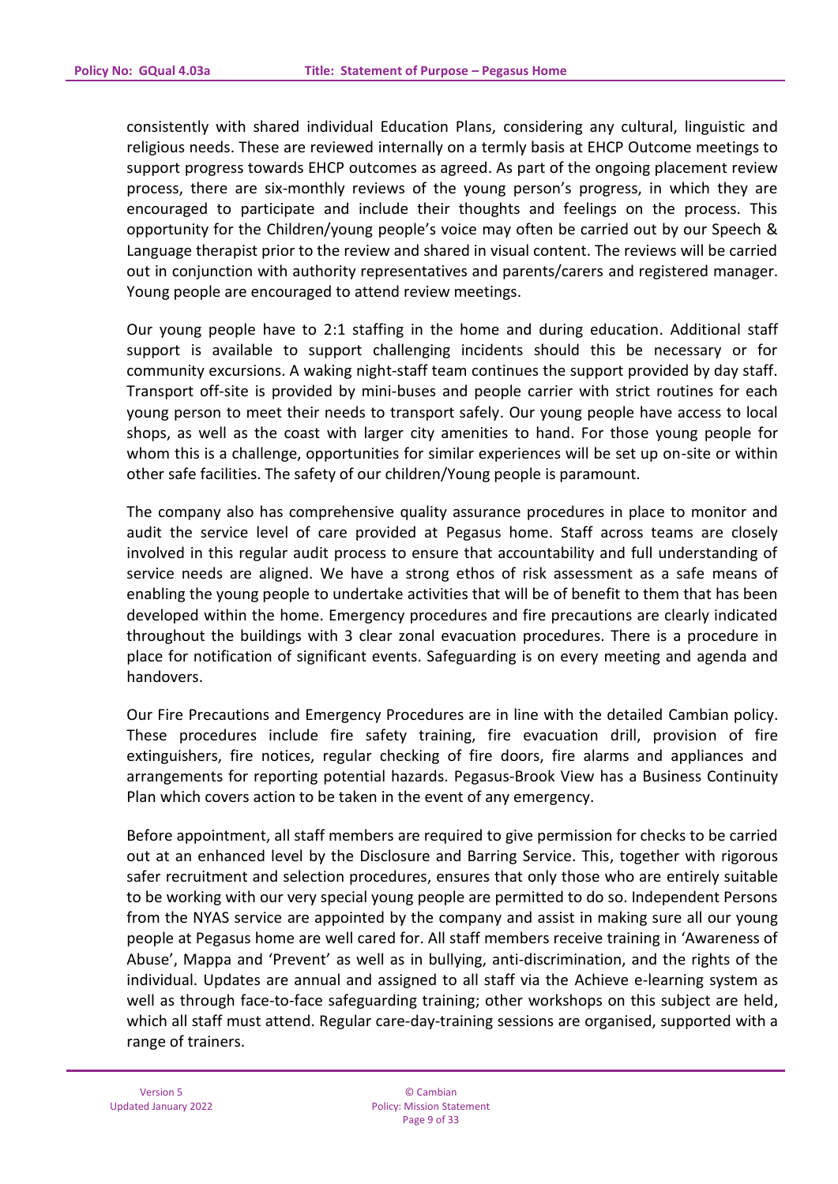consistently with shared individual Education Plans, considering any cultural, linguistic and religious needs. These are reviewed internally on a termly basis at EHCP Outcome meetings to support progress towards EHCP outcomes as agreed. As part of the ongoing placement review process, there are six-monthly reviews of the young person's progress, in which they are encouraged to participate and include their thoughts and feelings on the process. This opportunity for the Children/young people's voice may often be carried out by our Speech & Language therapist prior to the review and shared in visual content. The reviews will be carried out in conjunction with authority representatives and parents/carers and registered manager. Young people are encouraged to attend review meetings.

Our young people have to 2:1 staffing in the home and during education. Additional staff support is available to support challenging incidents should this be necessary or for community excursions. A waking night-staff team continues the support provided by day staff. Transport off-site is provided by mini-buses and people carrier with strict routines for each young person to meet their needs to transport safely. Our young people have access to local shops, as well as the coast with larger city amenities to hand. For those young people for whom this is a challenge, opportunities for similar experiences will be set up on-site or within other safe facilities. The safety of our children/Young people is paramount.

The company also has comprehensive quality assurance procedures in place to monitor and audit the service level of care provided at Pegasus home. Staff across teams are closely involved in this regular audit process to ensure that accountability and full understanding of service needs are aligned. We have a strong ethos of risk assessment as a safe means of enabling the young people to undertake activities that will be of benefit to them that has been developed within the home. Emergency procedures and fire precautions are clearly indicated throughout the buildings with 3 clear zonal evacuation procedures. There is a procedure in place for notification of significant events. Safeguarding is on every meeting and agenda and handovers.

Our Fire Precautions and Emergency Procedures are in line with the detailed Cambian policy. These procedures include fire safety training, fire evacuation drill, provision of fire extinguishers, fire notices, regular checking of fire doors, fire alarms and appliances and arrangements for reporting potential hazards. Pegasus-Brook View has a Business Continuity Plan which covers action to be taken in the event of any emergency.

Before appointment, all staff members are required to give permission for checks to be carried out at an enhanced level by the Disclosure and Barring Service. This, together with rigorous safer recruitment and selection procedures, ensures that only those who are entirely suitable to be working with our very special young people are permitted to do so. Independent Persons from the NYAS service are appointed by the company and assist in making sure all our young people at Pegasus home are well cared for. All staff members receive training in 'Awareness of Abuse', Mappa and 'Prevent' as well as in bullying, anti-discrimination, and the rights of the individual. Updates are annual and assigned to all staff via the Achieve e-learning system as well as through face-to-face safeguarding training; other workshops on this subject are held, which all staff must attend. Regular care-day-training sessions are organised, supported with a range of trainers.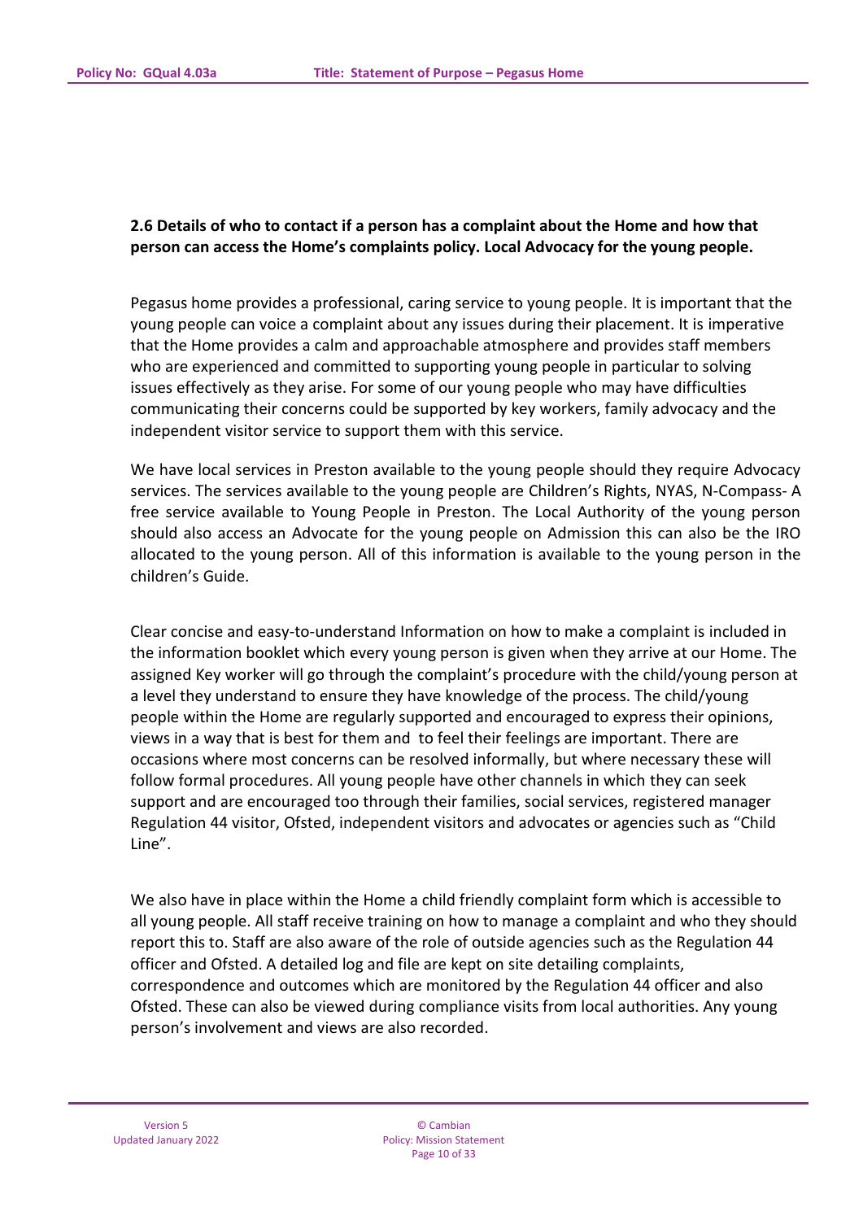**2.6 Details of who to contact if a person has a complaint about the Home and how that person can access the Home's complaints policy. Local Advocacy for the young people.**

Pegasus home provides a professional, caring service to young people. It is important that the young people can voice a complaint about any issues during their placement. It is imperative that the Home provides a calm and approachable atmosphere and provides staff members who are experienced and committed to supporting young people in particular to solving issues effectively as they arise. For some of our young people who may have difficulties communicating their concerns could be supported by key workers, family advocacy and the independent visitor service to support them with this service.

We have local services in Preston available to the young people should they require Advocacy services. The services available to the young people are Children's Rights, NYAS, N-Compass- A free service available to Young People in Preston. The Local Authority of the young person should also access an Advocate for the young people on Admission this can also be the IRO allocated to the young person. All of this information is available to the young person in the children's Guide.

Clear concise and easy-to-understand Information on how to make a complaint is included in the information booklet which every young person is given when they arrive at our Home. The assigned Key worker will go through the complaint's procedure with the child/young person at a level they understand to ensure they have knowledge of the process. The child/young people within the Home are regularly supported and encouraged to express their opinions, views in a way that is best for them and to feel their feelings are important. There are occasions where most concerns can be resolved informally, but where necessary these will follow formal procedures. All young people have other channels in which they can seek support and are encouraged too through their families, social services, registered manager Regulation 44 visitor, Ofsted, independent visitors and advocates or agencies such as "Child Line".

We also have in place within the Home a child friendly complaint form which is accessible to all young people. All staff receive training on how to manage a complaint and who they should report this to. Staff are also aware of the role of outside agencies such as the Regulation 44 officer and Ofsted. A detailed log and file are kept on site detailing complaints, correspondence and outcomes which are monitored by the Regulation 44 officer and also Ofsted. These can also be viewed during compliance visits from local authorities. Any young person's involvement and views are also recorded.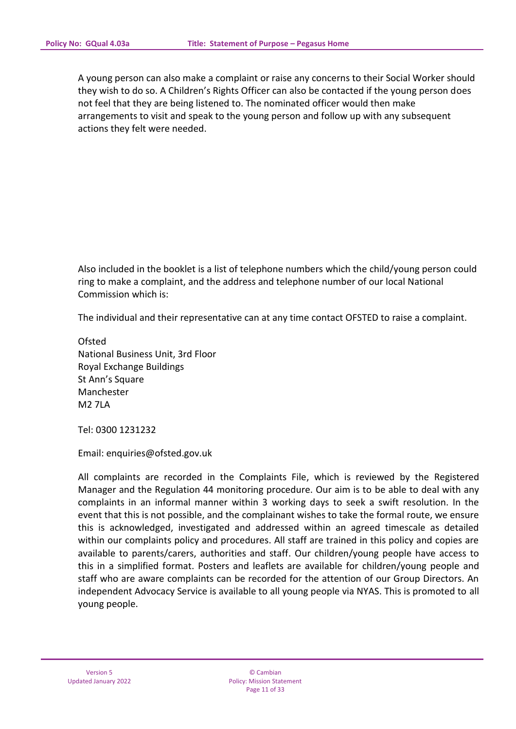A young person can also make a complaint or raise any concerns to their Social Worker should they wish to do so. A Children's Rights Officer can also be contacted if the young person does not feel that they are being listened to. The nominated officer would then make arrangements to visit and speak to the young person and follow up with any subsequent actions they felt were needed.

Also included in the booklet is a list of telephone numbers which the child/young person could ring to make a complaint, and the address and telephone number of our local National Commission which is:

The individual and their representative can at any time contact OFSTED to raise a complaint.

Ofsted
National Business Unit, 3rd Floor
Royal Exchange Buildings
St Ann's Square
Manchester
M2 7LA

Tel: 0300 1231232

Email: enquiries@ofsted.gov.uk

All complaints are recorded in the Complaints File, which is reviewed by the Registered Manager and the Regulation 44 monitoring procedure. Our aim is to be able to deal with any complaints in an informal manner within 3 working days to seek a swift resolution. In the event that this is not possible, and the complainant wishes to take the formal route, we ensure this is acknowledged, investigated and addressed within an agreed timescale as detailed within our complaints policy and procedures. All staff are trained in this policy and copies are available to parents/carers, authorities and staff. Our children/young people have access to this in a simplified format. Posters and leaflets are available for children/young people and staff who are aware complaints can be recorded for the attention of our Group Directors. An independent Advocacy Service is available to all young people via NYAS. This is promoted to all young people.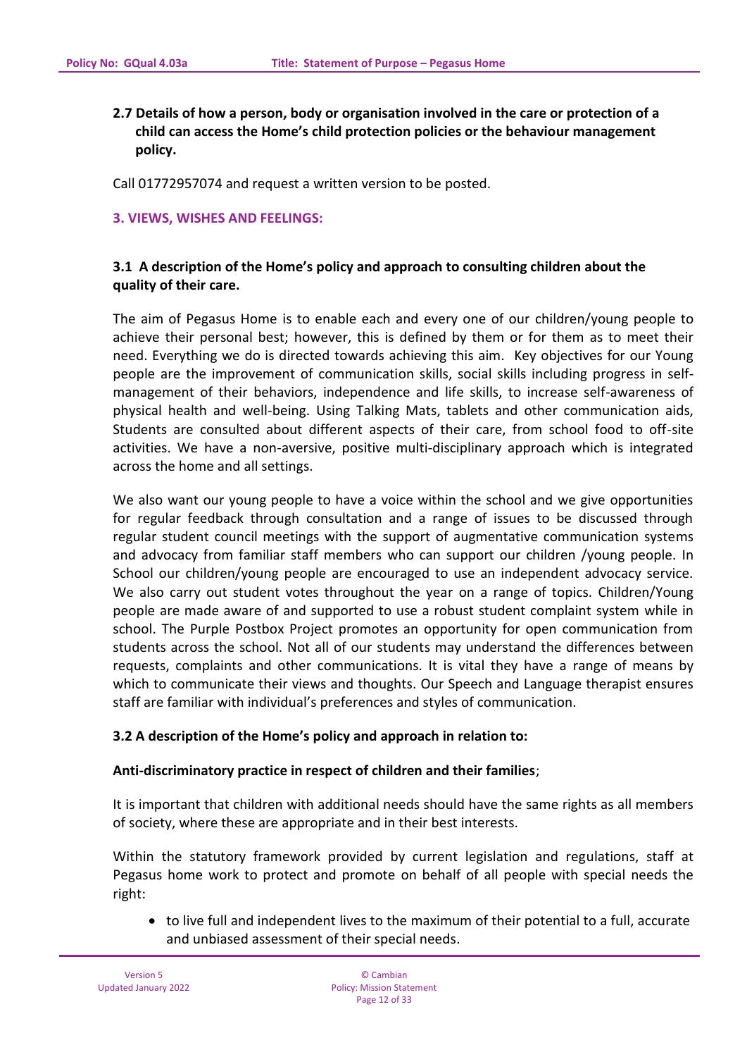## 2.7 Details of how a person, body or organisation involved in the care or protection of a child can access the Home's child protection policies or the behaviour management policy.

Call 01772957074 and request a written version to be posted.

## 3. VIEWS, WISHES AND FEELINGS:

### 3.1 A description of the Home's policy and approach to consulting children about the quality of their care.

The aim of Pegasus Home is to enable each and every one of our children/young people to achieve their personal best; however, this is defined by them or for them as to meet their need. Everything we do is directed towards achieving this aim. Key objectives for our Young people are the improvement of communication skills, social skills including progress in self-management of their behaviors, independence and life skills, to increase self-awareness of physical health and well-being. Using Talking Mats, tablets and other communication aids, Students are consulted about different aspects of their care, from school food to off-site activities. We have a non-aversive, positive multi-disciplinary approach which is integrated across the home and all settings.

We also want our young people to have a voice within the school and we give opportunities for regular feedback through consultation and a range of issues to be discussed through regular student council meetings with the support of augmentative communication systems and advocacy from familiar staff members who can support our children /young people. In School our children/young people are encouraged to use an independent advocacy service. We also carry out student votes throughout the year on a range of topics. Children/Young people are made aware of and supported to use a robust student complaint system while in school. The Purple Postbox Project promotes an opportunity for open communication from students across the school. Not all of our students may understand the differences between requests, complaints and other communications. It is vital they have a range of means by which to communicate their views and thoughts. Our Speech and Language therapist ensures staff are familiar with individual's preferences and styles of communication.

### 3.2 A description of the Home's policy and approach in relation to:

**Anti-discriminatory practice in respect of children and their families**;

It is important that children with additional needs should have the same rights as all members of society, where these are appropriate and in their best interests.

Within the statutory framework provided by current legislation and regulations, staff at Pegasus home work to protect and promote on behalf of all people with special needs the right:

- to live full and independent lives to the maximum of their potential to a full, accurate and unbiased assessment of their special needs.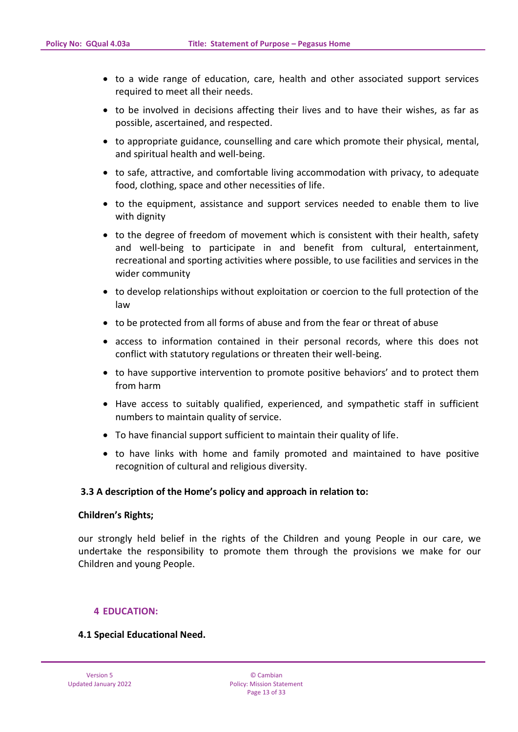- to a wide range of education, care, health and other associated support services required to meet all their needs.
- to be involved in decisions affecting their lives and to have their wishes, as far as possible, ascertained, and respected.
- to appropriate guidance, counselling and care which promote their physical, mental, and spiritual health and well-being.
- to safe, attractive, and comfortable living accommodation with privacy, to adequate food, clothing, space and other necessities of life.
- to the equipment, assistance and support services needed to enable them to live with dignity
- to the degree of freedom of movement which is consistent with their health, safety and well-being to participate in and benefit from cultural, entertainment, recreational and sporting activities where possible, to use facilities and services in the wider community
- to develop relationships without exploitation or coercion to the full protection of the law
- to be protected from all forms of abuse and from the fear or threat of abuse
- access to information contained in their personal records, where this does not conflict with statutory regulations or threaten their well-being.
- to have supportive intervention to promote positive behaviors' and to protect them from harm
- Have access to suitably qualified, experienced, and sympathetic staff in sufficient numbers to maintain quality of service.
- To have financial support sufficient to maintain their quality of life.
- to have links with home and family promoted and maintained to have positive recognition of cultural and religious diversity.

**3.3 A description of the Home's policy and approach in relation to:**

**Children's Rights;**

our strongly held belief in the rights of the Children and young People in our care, we undertake the responsibility to promote them through the provisions we make for our Children and young People.

## 4 EDUCATION:

**4.1 Special Educational Need.**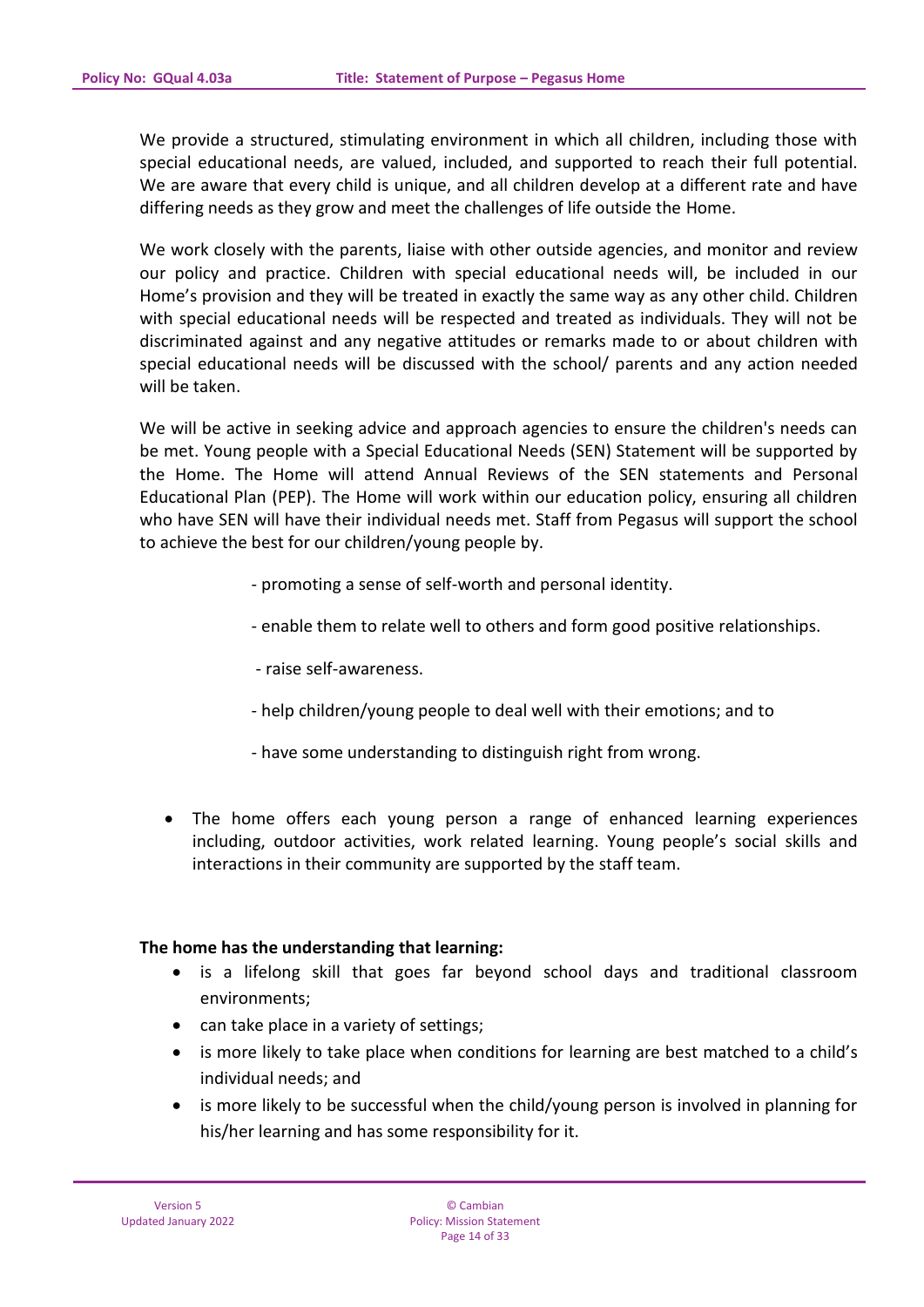We provide a structured, stimulating environment in which all children, including those with special educational needs, are valued, included, and supported to reach their full potential. We are aware that every child is unique, and all children develop at a different rate and have differing needs as they grow and meet the challenges of life outside the Home.

We work closely with the parents, liaise with other outside agencies, and monitor and review our policy and practice. Children with special educational needs will, be included in our Home's provision and they will be treated in exactly the same way as any other child. Children with special educational needs will be respected and treated as individuals. They will not be discriminated against and any negative attitudes or remarks made to or about children with special educational needs will be discussed with the school/ parents and any action needed will be taken.

We will be active in seeking advice and approach agencies to ensure the children's needs can be met. Young people with a Special Educational Needs (SEN) Statement will be supported by the Home. The Home will attend Annual Reviews of the SEN statements and Personal Educational Plan (PEP). The Home will work within our education policy, ensuring all children who have SEN will have their individual needs met. Staff from Pegasus will support the school to achieve the best for our children/young people by.

- promoting a sense of self-worth and personal identity.
- enable them to relate well to others and form good positive relationships.
- raise self-awareness.
- help children/young people to deal well with their emotions; and to
- have some understanding to distinguish right from wrong.

- The home offers each young person a range of enhanced learning experiences including, outdoor activities, work related learning. Young people's social skills and interactions in their community are supported by the staff team.

**The home has the understanding that learning:**

- is a lifelong skill that goes far beyond school days and traditional classroom environments;
- can take place in a variety of settings;
- is more likely to take place when conditions for learning are best matched to a child's individual needs; and
- is more likely to be successful when the child/young person is involved in planning for his/her learning and has some responsibility for it.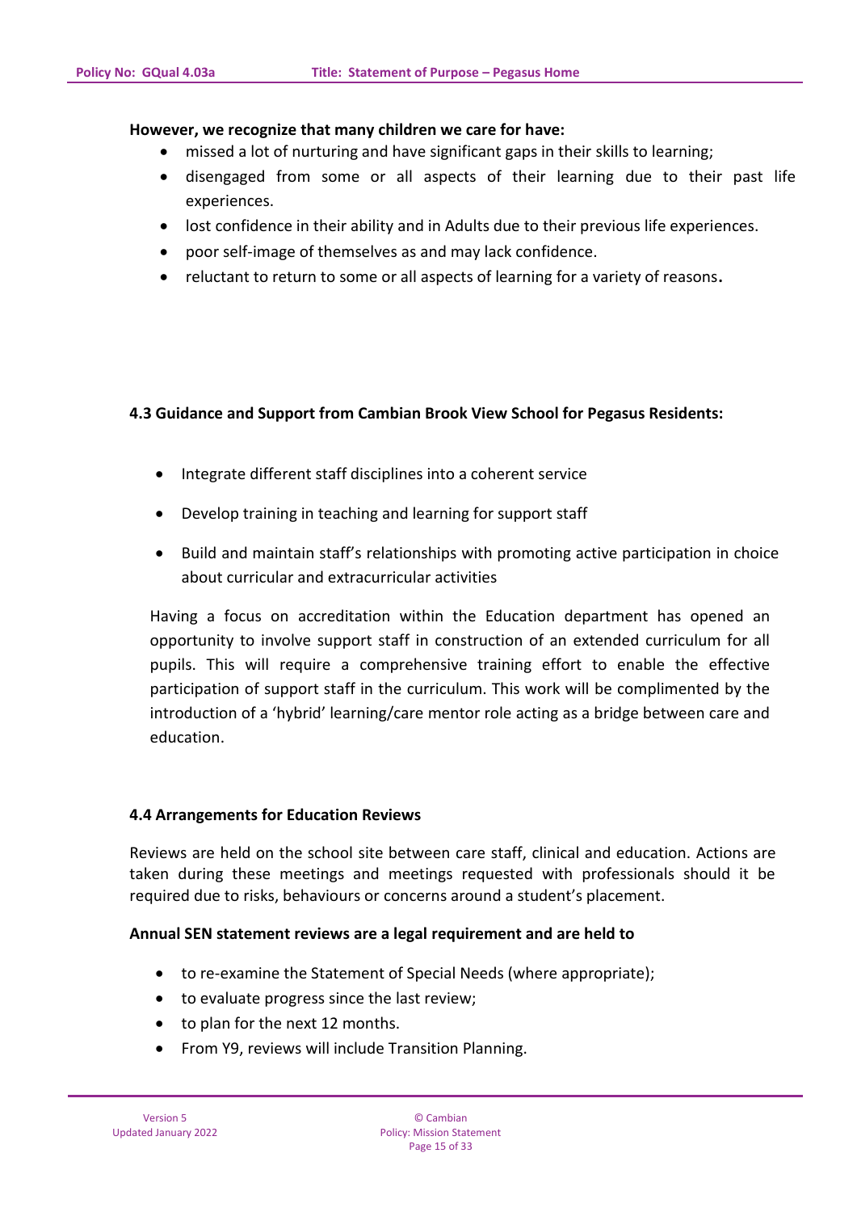**However, we recognize that many children we care for have:**

- missed a lot of nurturing and have significant gaps in their skills to learning;
- disengaged from some or all aspects of their learning due to their past life experiences.
- lost confidence in their ability and in Adults due to their previous life experiences.
- poor self-image of themselves as and may lack confidence.
- reluctant to return to some or all aspects of learning for a variety of reasons**.**

### 4.3 Guidance and Support from Cambian Brook View School for Pegasus Residents:

- Integrate different staff disciplines into a coherent service
- Develop training in teaching and learning for support staff
- Build and maintain staff's relationships with promoting active participation in choice about curricular and extracurricular activities

Having a focus on accreditation within the Education department has opened an opportunity to involve support staff in construction of an extended curriculum for all pupils. This will require a comprehensive training effort to enable the effective participation of support staff in the curriculum. This work will be complimented by the introduction of a 'hybrid' learning/care mentor role acting as a bridge between care and education.

### 4.4 Arrangements for Education Reviews

Reviews are held on the school site between care staff, clinical and education. Actions are taken during these meetings and meetings requested with professionals should it be required due to risks, behaviours or concerns around a student's placement.

**Annual SEN statement reviews are a legal requirement and are held to**

- to re-examine the Statement of Special Needs (where appropriate);
- to evaluate progress since the last review;
- to plan for the next 12 months.
- From Y9, reviews will include Transition Planning.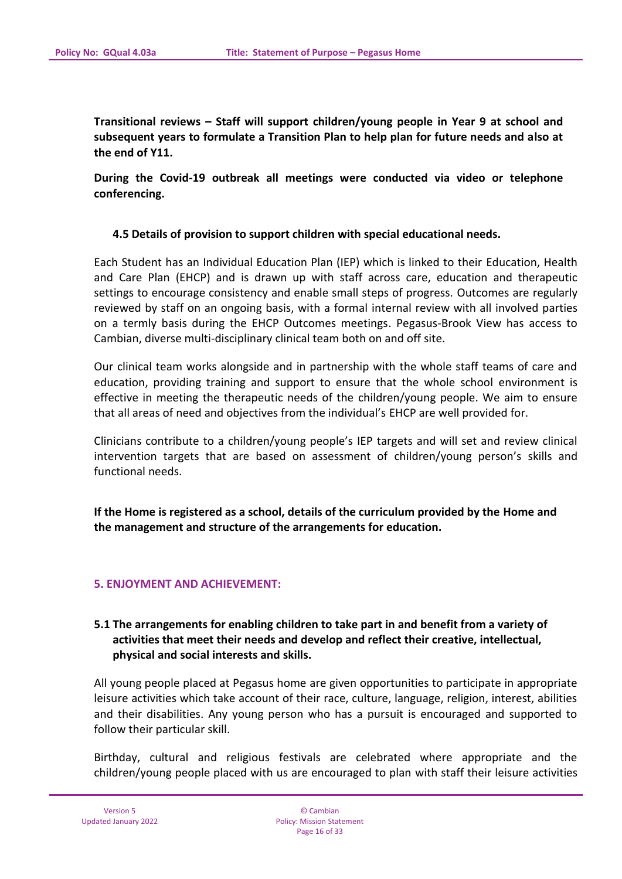**Transitional reviews – Staff will support children/young people in Year 9 at school and subsequent years to formulate a Transition Plan to help plan for future needs and also at the end of Y11.**

**During the Covid-19 outbreak all meetings were conducted via video or telephone conferencing.**

### 4.5 Details of provision to support children with special educational needs.

Each Student has an Individual Education Plan (IEP) which is linked to their Education, Health and Care Plan (EHCP) and is drawn up with staff across care, education and therapeutic settings to encourage consistency and enable small steps of progress. Outcomes are regularly reviewed by staff on an ongoing basis, with a formal internal review with all involved parties on a termly basis during the EHCP Outcomes meetings. Pegasus-Brook View has access to Cambian, diverse multi-disciplinary clinical team both on and off site.

Our clinical team works alongside and in partnership with the whole staff teams of care and education, providing training and support to ensure that the whole school environment is effective in meeting the therapeutic needs of the children/young people. We aim to ensure that all areas of need and objectives from the individual's EHCP are well provided for.

Clinicians contribute to a children/young people's IEP targets and will set and review clinical intervention targets that are based on assessment of children/young person's skills and functional needs.

**If the Home is registered as a school, details of the curriculum provided by the Home and the management and structure of the arrangements for education.**

## 5. ENJOYMENT AND ACHIEVEMENT:

### 5.1 The arrangements for enabling children to take part in and benefit from a variety of activities that meet their needs and develop and reflect their creative, intellectual, physical and social interests and skills.

All young people placed at Pegasus home are given opportunities to participate in appropriate leisure activities which take account of their race, culture, language, religion, interest, abilities and their disabilities. Any young person who has a pursuit is encouraged and supported to follow their particular skill.

Birthday, cultural and religious festivals are celebrated where appropriate and the children/young people placed with us are encouraged to plan with staff their leisure activities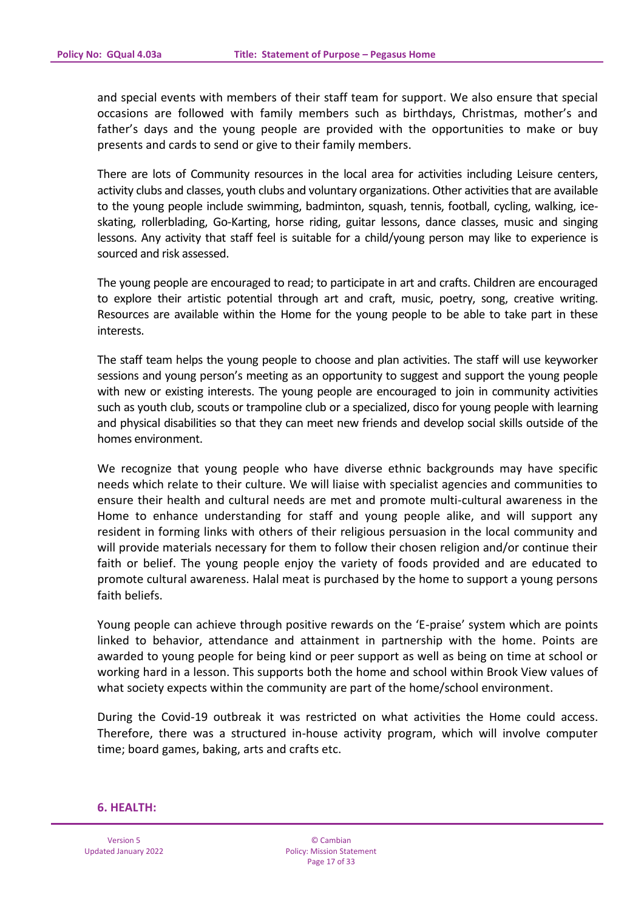and special events with members of their staff team for support. We also ensure that special occasions are followed with family members such as birthdays, Christmas, mother's and father's days and the young people are provided with the opportunities to make or buy presents and cards to send or give to their family members.

There are lots of Community resources in the local area for activities including Leisure centers, activity clubs and classes, youth clubs and voluntary organizations. Other activities that are available to the young people include swimming, badminton, squash, tennis, football, cycling, walking, ice-skating, rollerblading, Go-Karting, horse riding, guitar lessons, dance classes, music and singing lessons. Any activity that staff feel is suitable for a child/young person may like to experience is sourced and risk assessed.

The young people are encouraged to read; to participate in art and crafts. Children are encouraged to explore their artistic potential through art and craft, music, poetry, song, creative writing. Resources are available within the Home for the young people to be able to take part in these interests.

The staff team helps the young people to choose and plan activities. The staff will use keyworker sessions and young person's meeting as an opportunity to suggest and support the young people with new or existing interests. The young people are encouraged to join in community activities such as youth club, scouts or trampoline club or a specialized, disco for young people with learning and physical disabilities so that they can meet new friends and develop social skills outside of the homes environment.

We recognize that young people who have diverse ethnic backgrounds may have specific needs which relate to their culture. We will liaise with specialist agencies and communities to ensure their health and cultural needs are met and promote multi-cultural awareness in the Home to enhance understanding for staff and young people alike, and will support any resident in forming links with others of their religious persuasion in the local community and will provide materials necessary for them to follow their chosen religion and/or continue their faith or belief. The young people enjoy the variety of foods provided and are educated to promote cultural awareness. Halal meat is purchased by the home to support a young persons faith beliefs.

Young people can achieve through positive rewards on the 'E-praise' system which are points linked to behavior, attendance and attainment in partnership with the home. Points are awarded to young people for being kind or peer support as well as being on time at school or working hard in a lesson. This supports both the home and school within Brook View values of what society expects within the community are part of the home/school environment.

During the Covid-19 outbreak it was restricted on what activities the Home could access. Therefore, there was a structured in-house activity program, which will involve computer time; board games, baking, arts and crafts etc.

## 6. HEALTH: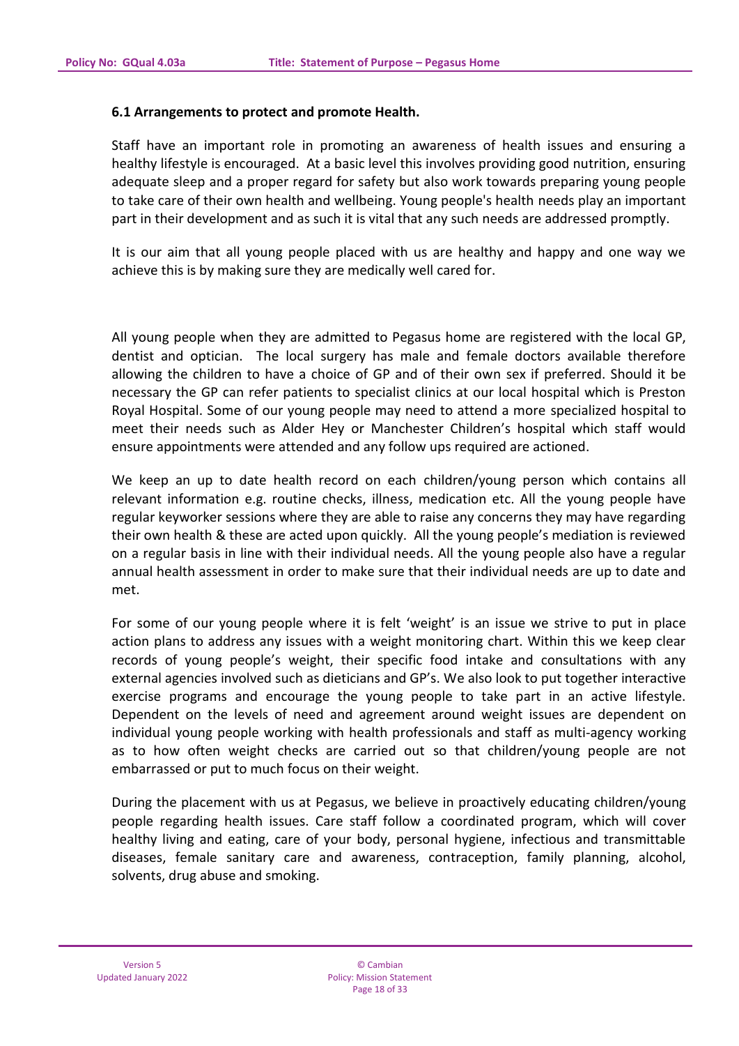### 6.1 Arrangements to protect and promote Health.

Staff have an important role in promoting an awareness of health issues and ensuring a healthy lifestyle is encouraged. At a basic level this involves providing good nutrition, ensuring adequate sleep and a proper regard for safety but also work towards preparing young people to take care of their own health and wellbeing. Young people's health needs play an important part in their development and as such it is vital that any such needs are addressed promptly.

It is our aim that all young people placed with us are healthy and happy and one way we achieve this is by making sure they are medically well cared for.

All young people when they are admitted to Pegasus home are registered with the local GP, dentist and optician. The local surgery has male and female doctors available therefore allowing the children to have a choice of GP and of their own sex if preferred. Should it be necessary the GP can refer patients to specialist clinics at our local hospital which is Preston Royal Hospital. Some of our young people may need to attend a more specialized hospital to meet their needs such as Alder Hey or Manchester Children's hospital which staff would ensure appointments were attended and any follow ups required are actioned.

We keep an up to date health record on each children/young person which contains all relevant information e.g. routine checks, illness, medication etc. All the young people have regular keyworker sessions where they are able to raise any concerns they may have regarding their own health & these are acted upon quickly. All the young people's mediation is reviewed on a regular basis in line with their individual needs. All the young people also have a regular annual health assessment in order to make sure that their individual needs are up to date and met.

For some of our young people where it is felt 'weight' is an issue we strive to put in place action plans to address any issues with a weight monitoring chart. Within this we keep clear records of young people's weight, their specific food intake and consultations with any external agencies involved such as dieticians and GP's. We also look to put together interactive exercise programs and encourage the young people to take part in an active lifestyle. Dependent on the levels of need and agreement around weight issues are dependent on individual young people working with health professionals and staff as multi-agency working as to how often weight checks are carried out so that children/young people are not embarrassed or put to much focus on their weight.

During the placement with us at Pegasus, we believe in proactively educating children/young people regarding health issues. Care staff follow a coordinated program, which will cover healthy living and eating, care of your body, personal hygiene, infectious and transmittable diseases, female sanitary care and awareness, contraception, family planning, alcohol, solvents, drug abuse and smoking.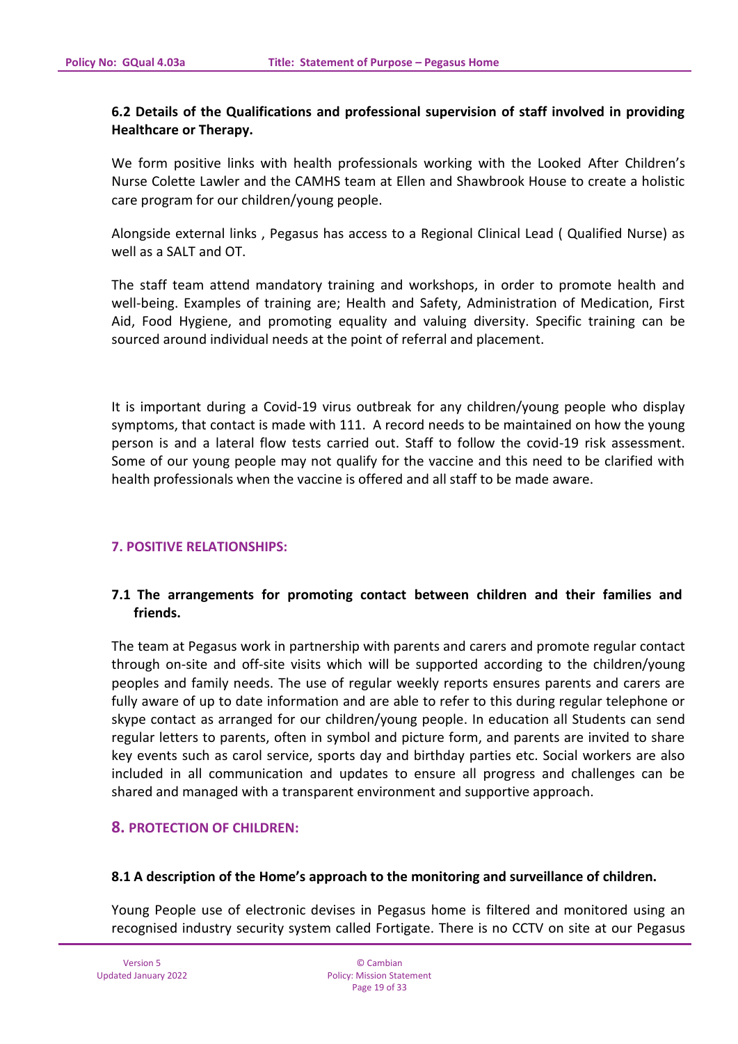### 6.2 Details of the Qualifications and professional supervision of staff involved in providing Healthcare or Therapy.

We form positive links with health professionals working with the Looked After Children's Nurse Colette Lawler and the CAMHS team at Ellen and Shawbrook House to create a holistic care program for our children/young people.

Alongside external links , Pegasus has access to a Regional Clinical Lead ( Qualified Nurse) as well as a SALT and OT.

The staff team attend mandatory training and workshops, in order to promote health and well-being. Examples of training are; Health and Safety, Administration of Medication, First Aid, Food Hygiene, and promoting equality and valuing diversity. Specific training can be sourced around individual needs at the point of referral and placement.

It is important during a Covid-19 virus outbreak for any children/young people who display symptoms, that contact is made with 111. A record needs to be maintained on how the young person is and a lateral flow tests carried out. Staff to follow the covid-19 risk assessment. Some of our young people may not qualify for the vaccine and this need to be clarified with health professionals when the vaccine is offered and all staff to be made aware.

## 7. POSITIVE RELATIONSHIPS:

### 7.1 The arrangements for promoting contact between children and their families and friends.

The team at Pegasus work in partnership with parents and carers and promote regular contact through on-site and off-site visits which will be supported according to the children/young peoples and family needs. The use of regular weekly reports ensures parents and carers are fully aware of up to date information and are able to refer to this during regular telephone or skype contact as arranged for our children/young people. In education all Students can send regular letters to parents, often in symbol and picture form, and parents are invited to share key events such as carol service, sports day and birthday parties etc. Social workers are also included in all communication and updates to ensure all progress and challenges can be shared and managed with a transparent environment and supportive approach.

## 8. PROTECTION OF CHILDREN:

### 8.1 A description of the Home's approach to the monitoring and surveillance of children.

Young People use of electronic devises in Pegasus home is filtered and monitored using an recognised industry security system called Fortigate. There is no CCTV on site at our Pegasus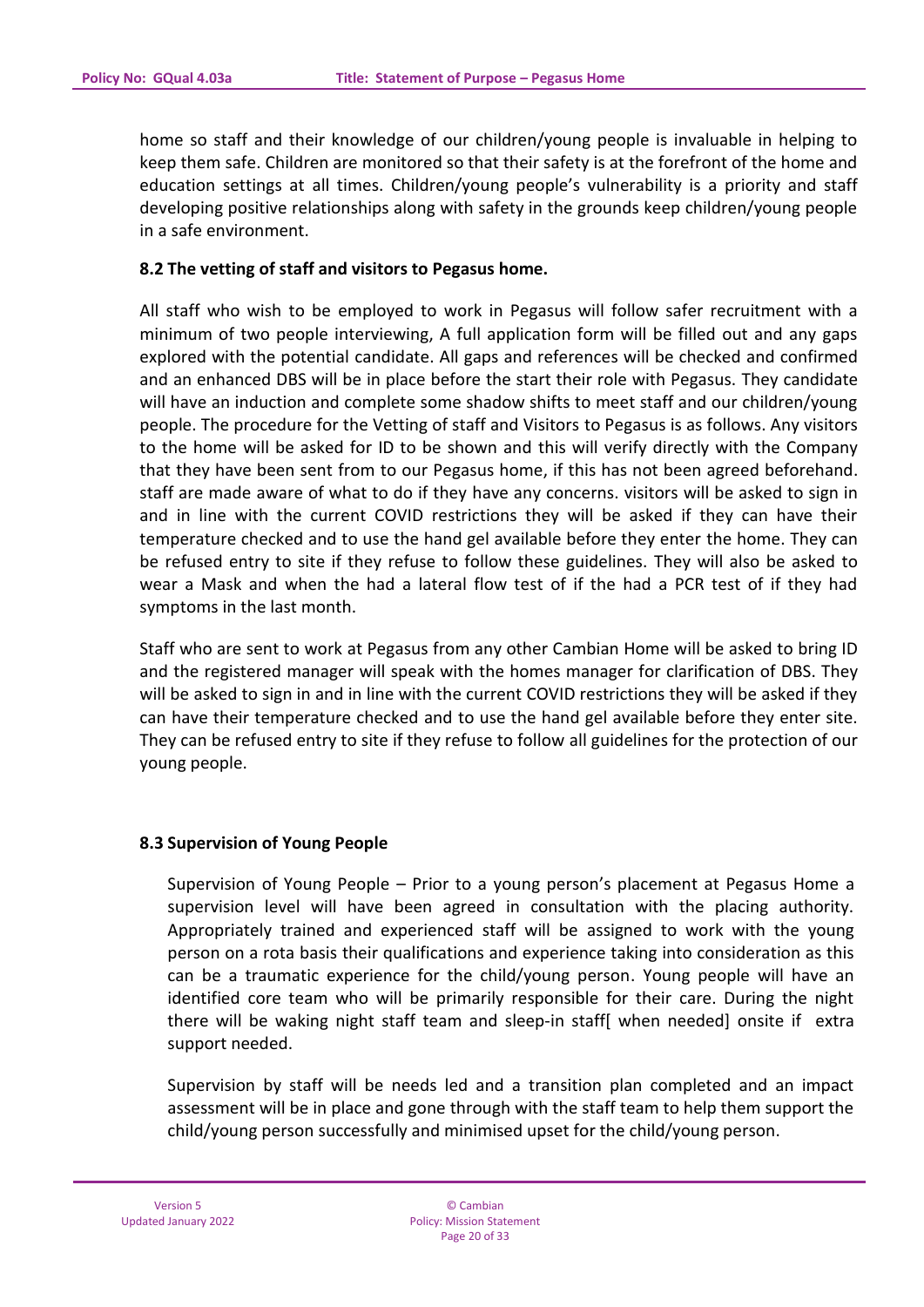home so staff and their knowledge of our children/young people is invaluable in helping to keep them safe. Children are monitored so that their safety is at the forefront of the home and education settings at all times. Children/young people's vulnerability is a priority and staff developing positive relationships along with safety in the grounds keep children/young people in a safe environment.

### 8.2 The vetting of staff and visitors to Pegasus home.

All staff who wish to be employed to work in Pegasus will follow safer recruitment with a minimum of two people interviewing, A full application form will be filled out and any gaps explored with the potential candidate. All gaps and references will be checked and confirmed and an enhanced DBS will be in place before the start their role with Pegasus. They candidate will have an induction and complete some shadow shifts to meet staff and our children/young people. The procedure for the Vetting of staff and Visitors to Pegasus is as follows. Any visitors to the home will be asked for ID to be shown and this will verify directly with the Company that they have been sent from to our Pegasus home, if this has not been agreed beforehand. staff are made aware of what to do if they have any concerns. visitors will be asked to sign in and in line with the current COVID restrictions they will be asked if they can have their temperature checked and to use the hand gel available before they enter the home. They can be refused entry to site if they refuse to follow these guidelines. They will also be asked to wear a Mask and when the had a lateral flow test of if the had a PCR test of if they had symptoms in the last month.

Staff who are sent to work at Pegasus from any other Cambian Home will be asked to bring ID and the registered manager will speak with the homes manager for clarification of DBS. They will be asked to sign in and in line with the current COVID restrictions they will be asked if they can have their temperature checked and to use the hand gel available before they enter site. They can be refused entry to site if they refuse to follow all guidelines for the protection of our young people.

### 8.3 Supervision of Young People

Supervision of Young People – Prior to a young person's placement at Pegasus Home a supervision level will have been agreed in consultation with the placing authority. Appropriately trained and experienced staff will be assigned to work with the young person on a rota basis their qualifications and experience taking into consideration as this can be a traumatic experience for the child/young person. Young people will have an identified core team who will be primarily responsible for their care. During the night there will be waking night staff team and sleep-in staff[ when needed] onsite if extra support needed.

Supervision by staff will be needs led and a transition plan completed and an impact assessment will be in place and gone through with the staff team to help them support the child/young person successfully and minimised upset for the child/young person.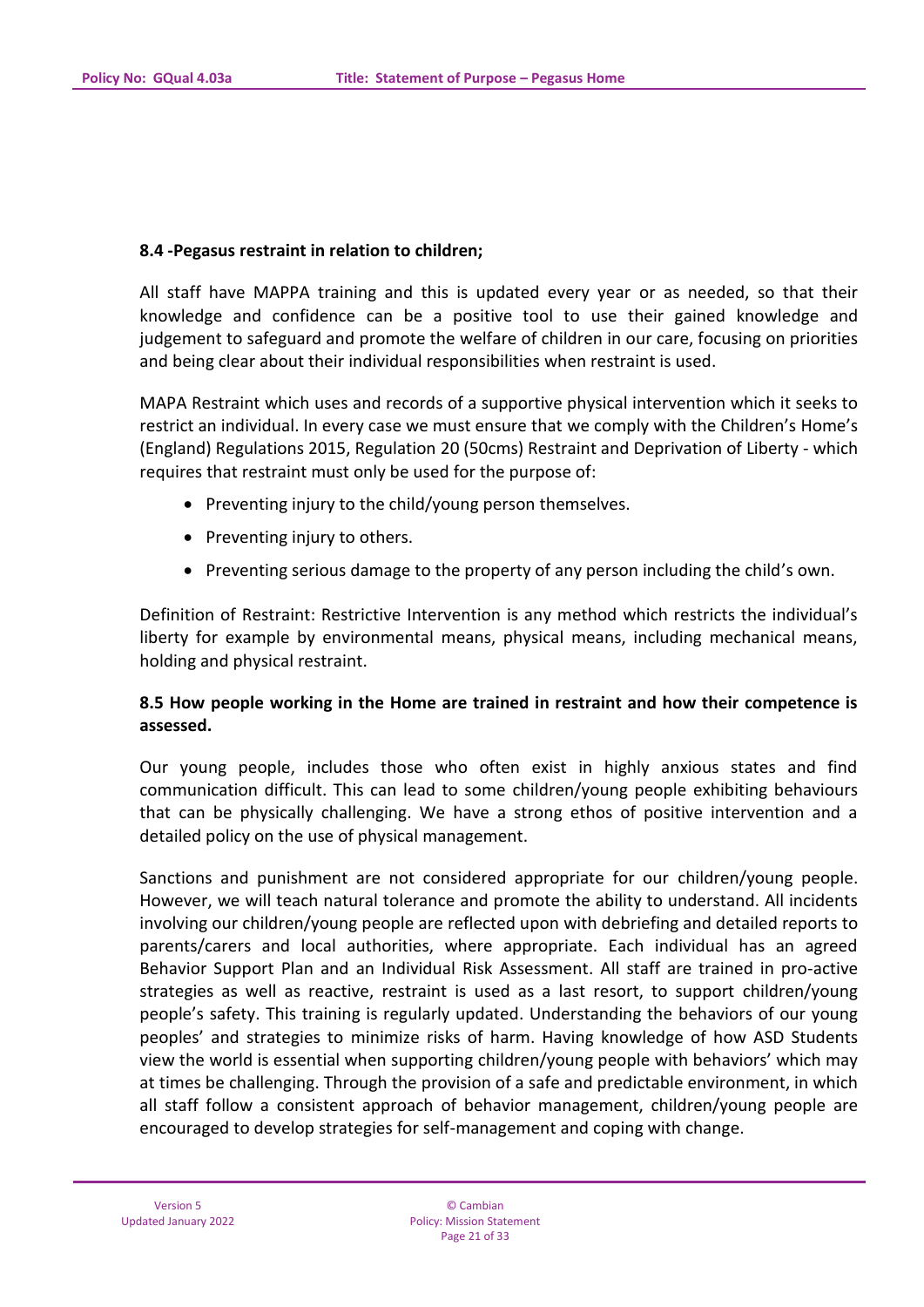**8.4 -Pegasus restraint in relation to children;**

All staff have MAPPA training and this is updated every year or as needed, so that their knowledge and confidence can be a positive tool to use their gained knowledge and judgement to safeguard and promote the welfare of children in our care, focusing on priorities and being clear about their individual responsibilities when restraint is used.

MAPA Restraint which uses and records of a supportive physical intervention which it seeks to restrict an individual. In every case we must ensure that we comply with the Children's Home's (England) Regulations 2015, Regulation 20 (50cms) Restraint and Deprivation of Liberty - which requires that restraint must only be used for the purpose of:

- Preventing injury to the child/young person themselves.
- Preventing injury to others.
- Preventing serious damage to the property of any person including the child's own.

Definition of Restraint: Restrictive Intervention is any method which restricts the individual's liberty for example by environmental means, physical means, including mechanical means, holding and physical restraint.

**8.5 How people working in the Home are trained in restraint and how their competence is assessed.**

Our young people, includes those who often exist in highly anxious states and find communication difficult. This can lead to some children/young people exhibiting behaviours that can be physically challenging. We have a strong ethos of positive intervention and a detailed policy on the use of physical management.

Sanctions and punishment are not considered appropriate for our children/young people. However, we will teach natural tolerance and promote the ability to understand. All incidents involving our children/young people are reflected upon with debriefing and detailed reports to parents/carers and local authorities, where appropriate. Each individual has an agreed Behavior Support Plan and an Individual Risk Assessment. All staff are trained in pro-active strategies as well as reactive, restraint is used as a last resort, to support children/young people's safety. This training is regularly updated. Understanding the behaviors of our young peoples' and strategies to minimize risks of harm. Having knowledge of how ASD Students view the world is essential when supporting children/young people with behaviors' which may at times be challenging. Through the provision of a safe and predictable environment, in which all staff follow a consistent approach of behavior management, children/young people are encouraged to develop strategies for self-management and coping with change.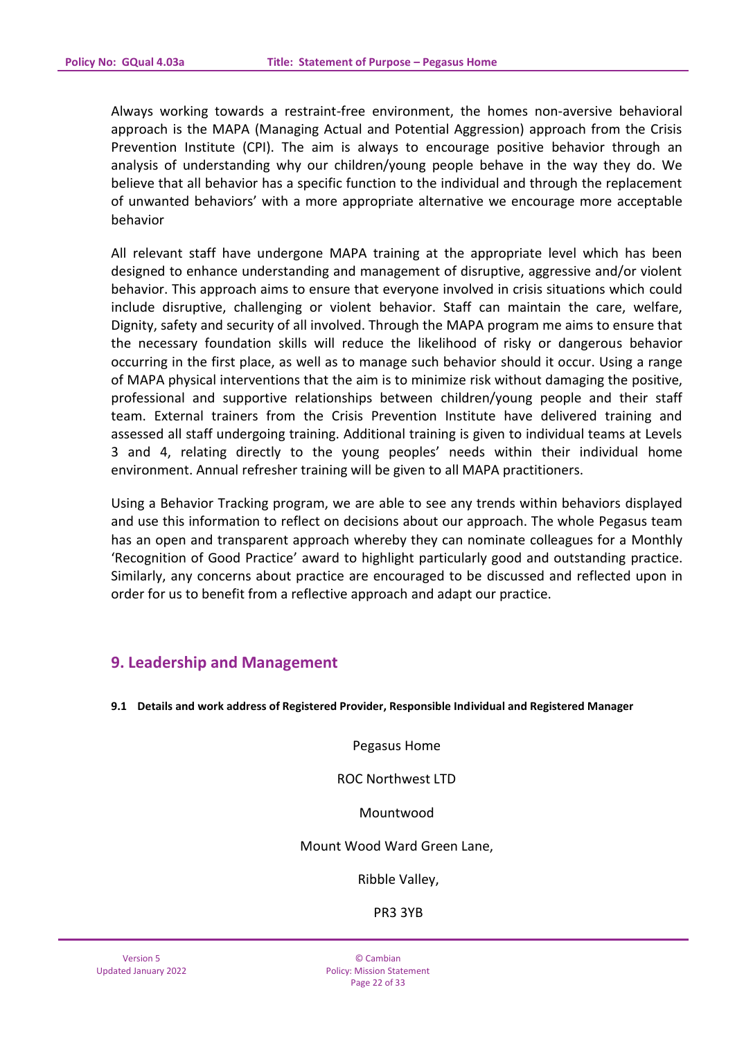Always working towards a restraint-free environment, the homes non-aversive behavioral approach is the MAPA (Managing Actual and Potential Aggression) approach from the Crisis Prevention Institute (CPI). The aim is always to encourage positive behavior through an analysis of understanding why our children/young people behave in the way they do. We believe that all behavior has a specific function to the individual and through the replacement of unwanted behaviors' with a more appropriate alternative we encourage more acceptable behavior

All relevant staff have undergone MAPA training at the appropriate level which has been designed to enhance understanding and management of disruptive, aggressive and/or violent behavior. This approach aims to ensure that everyone involved in crisis situations which could include disruptive, challenging or violent behavior. Staff can maintain the care, welfare, Dignity, safety and security of all involved. Through the MAPA program me aims to ensure that the necessary foundation skills will reduce the likelihood of risky or dangerous behavior occurring in the first place, as well as to manage such behavior should it occur. Using a range of MAPA physical interventions that the aim is to minimize risk without damaging the positive, professional and supportive relationships between children/young people and their staff team. External trainers from the Crisis Prevention Institute have delivered training and assessed all staff undergoing training. Additional training is given to individual teams at Levels 3 and 4, relating directly to the young peoples' needs within their individual home environment. Annual refresher training will be given to all MAPA practitioners.

Using a Behavior Tracking program, we are able to see any trends within behaviors displayed and use this information to reflect on decisions about our approach. The whole Pegasus team has an open and transparent approach whereby they can nominate colleagues for a Monthly 'Recognition of Good Practice' award to highlight particularly good and outstanding practice. Similarly, any concerns about practice are encouraged to be discussed and reflected upon in order for us to benefit from a reflective approach and adapt our practice.

## 9. Leadership and Management

**9.1 Details and work address of Registered Provider, Responsible Individual and Registered Manager**

Pegasus Home

ROC Northwest LTD

Mountwood

Mount Wood Ward Green Lane,

Ribble Valley,

PR3 3YB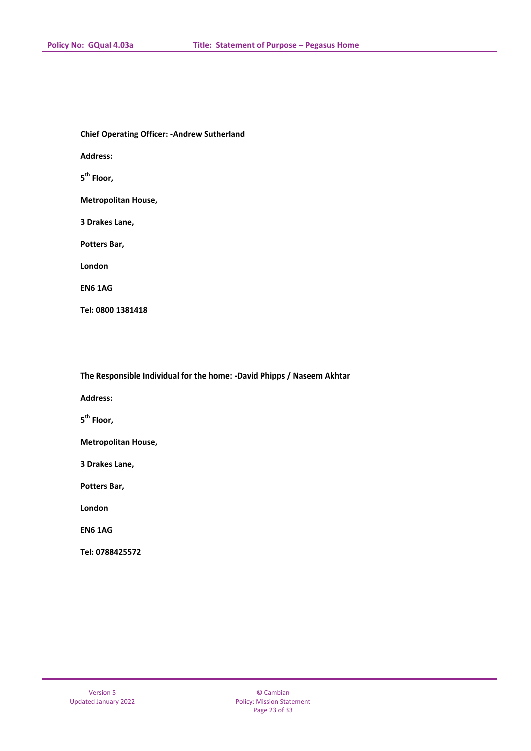**Chief Operating Officer: -Andrew Sutherland**

**Address:**

**5th Floor,**

**Metropolitan House,**

**3 Drakes Lane,**

**Potters Bar,**

**London**

**EN6 1AG**

**Tel: 0800 1381418**

**The Responsible Individual for the home: -David Phipps / Naseem Akhtar**

**Address:**

**5th Floor,**

**Metropolitan House,**

**3 Drakes Lane,**

**Potters Bar,**

**London**

**EN6 1AG**

**Tel: 0788425572**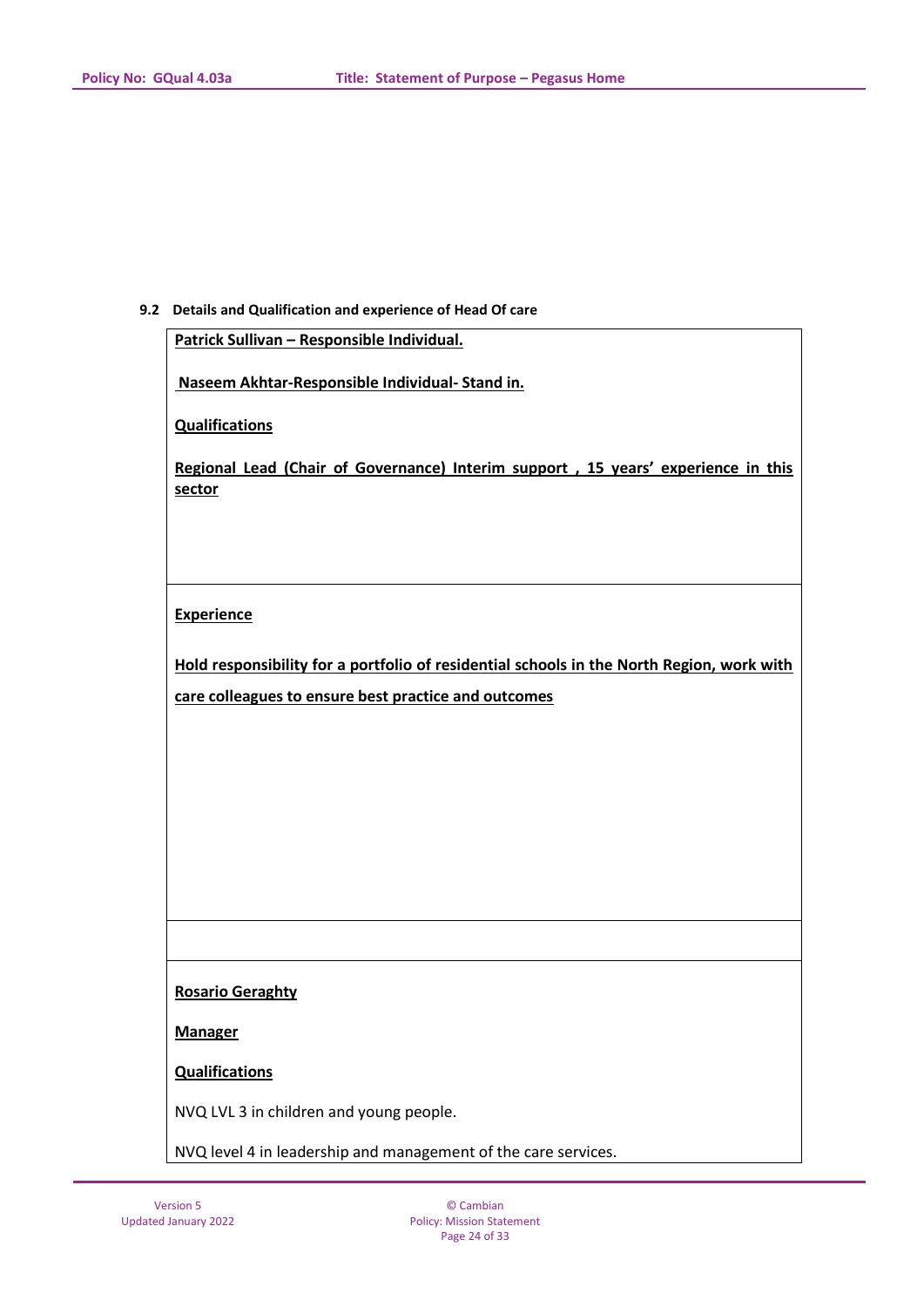**9.2 Details and Qualification and experience of Head Of care**

| |
|---|
| **<u>Patrick Sullivan – Responsible Individual.</u>**<br><br>**<u>Naseem Akhtar-Responsible Individual- Stand in.</u>**<br><br>**<u>Qualifications</u>**<br><br>**<u>Regional Lead (Chair of Governance) Interim support , 15 years' experience in this sector</u>** |
| **<u>Experience</u>**<br><br>**<u>Hold responsibility for a portfolio of residential schools in the North Region, work with care colleagues to ensure best practice and outcomes</u>** |
| |
| **<u>Rosario Geraghty</u>**<br><br>**<u>Manager</u>**<br><br>**<u>Qualifications</u>**<br><br>NVQ LVL 3 in children and young people.<br><br>NVQ level 4 in leadership and management of the care services. |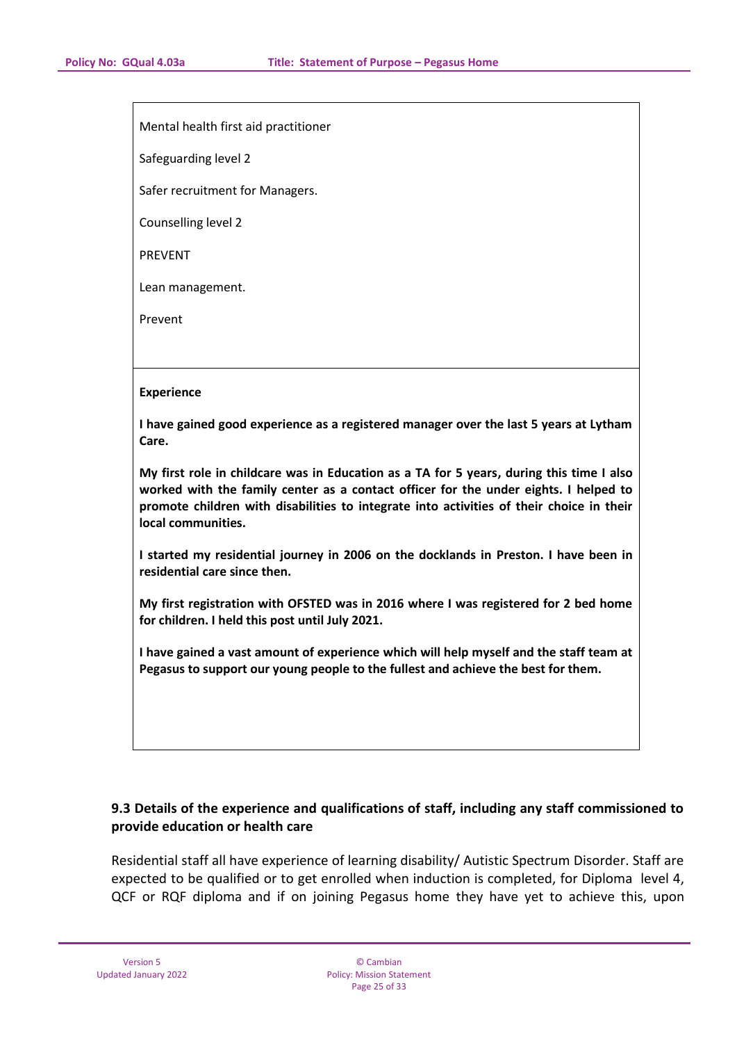| Mental health first aid practitioner<br><br>Safeguarding level 2<br><br>Safer recruitment for Managers.<br><br>Counselling level 2<br><br>PREVENT<br><br>Lean management.<br><br>Prevent |
| --- |
| **Experience**<br><br>**I have gained good experience as a registered manager over the last 5 years at Lytham Care.**<br><br>**My first role in childcare was in Education as a TA for 5 years, during this time I also worked with the family center as a contact officer for the under eights. I helped to promote children with disabilities to integrate into activities of their choice in their local communities.**<br><br>**I started my residential journey in 2006 on the docklands in Preston. I have been in residential care since then.**<br><br>**My first registration with OFSTED was in 2016 where I was registered for 2 bed home for children. I held this post until July 2021.**<br><br>**I have gained a vast amount of experience which will help myself and the staff team at Pegasus to support our young people to the fullest and achieve the best for them.** |

### 9.3 Details of the experience and qualifications of staff, including any staff commissioned to provide education or health care

Residential staff all have experience of learning disability/ Autistic Spectrum Disorder. Staff are expected to be qualified or to get enrolled when induction is completed, for Diploma level 4, QCF or RQF diploma and if on joining Pegasus home they have yet to achieve this, upon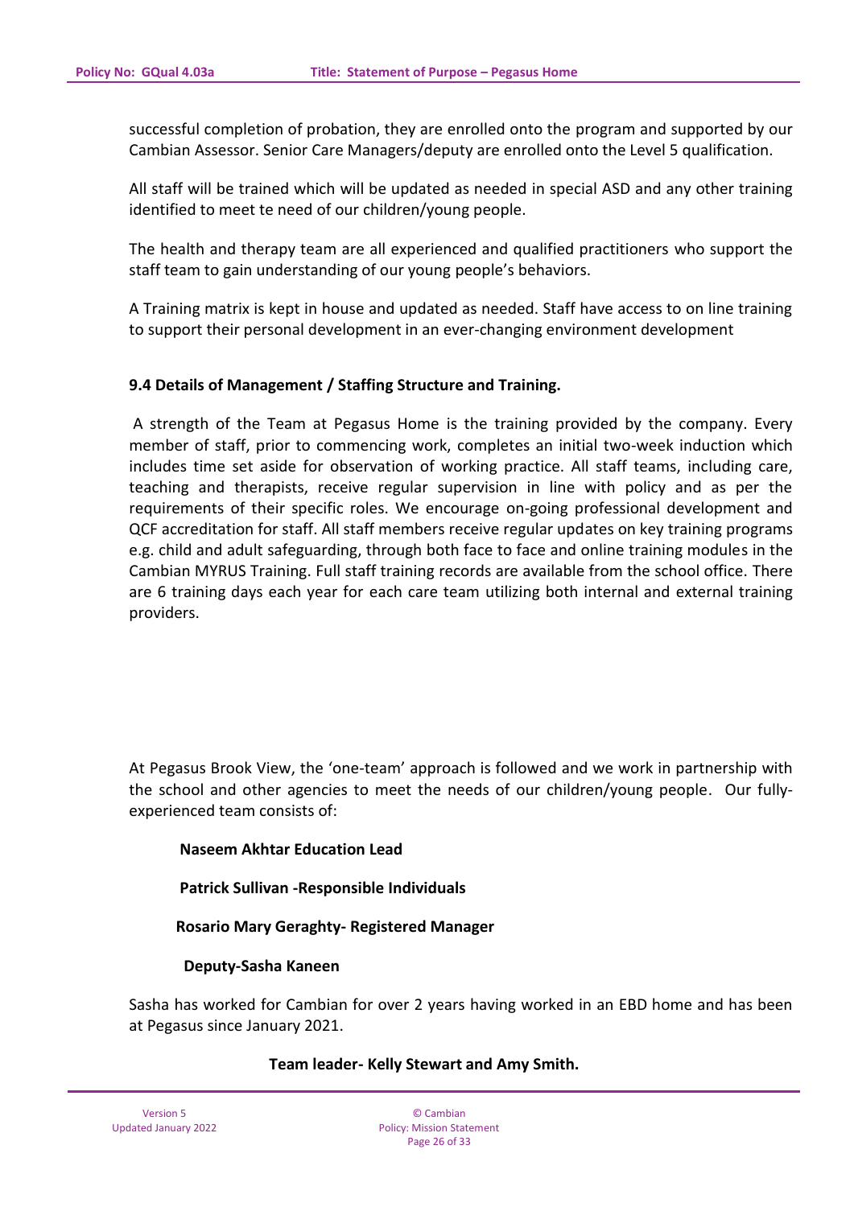successful completion of probation, they are enrolled onto the program and supported by our Cambian Assessor. Senior Care Managers/deputy are enrolled onto the Level 5 qualification.

All staff will be trained which will be updated as needed in special ASD and any other training identified to meet te need of our children/young people.

The health and therapy team are all experienced and qualified practitioners who support the staff team to gain understanding of our young people's behaviors.

A Training matrix is kept in house and updated as needed. Staff have access to on line training to support their personal development in an ever-changing environment development

**9.4 Details of Management / Staffing Structure and Training.**

A strength of the Team at Pegasus Home is the training provided by the company. Every member of staff, prior to commencing work, completes an initial two-week induction which includes time set aside for observation of working practice. All staff teams, including care, teaching and therapists, receive regular supervision in line with policy and as per the requirements of their specific roles. We encourage on-going professional development and QCF accreditation for staff. All staff members receive regular updates on key training programs e.g. child and adult safeguarding, through both face to face and online training modules in the Cambian MYRUS Training. Full staff training records are available from the school office. There are 6 training days each year for each care team utilizing both internal and external training providers.

At Pegasus Brook View, the 'one-team' approach is followed and we work in partnership with the school and other agencies to meet the needs of our children/young people. Our fully-experienced team consists of:

**Naseem Akhtar Education Lead**

**Patrick Sullivan -Responsible Individuals**

**Rosario Mary Geraghty- Registered Manager**

**Deputy-Sasha Kaneen**

Sasha has worked for Cambian for over 2 years having worked in an EBD home and has been at Pegasus since January 2021.

**Team leader- Kelly Stewart and Amy Smith.**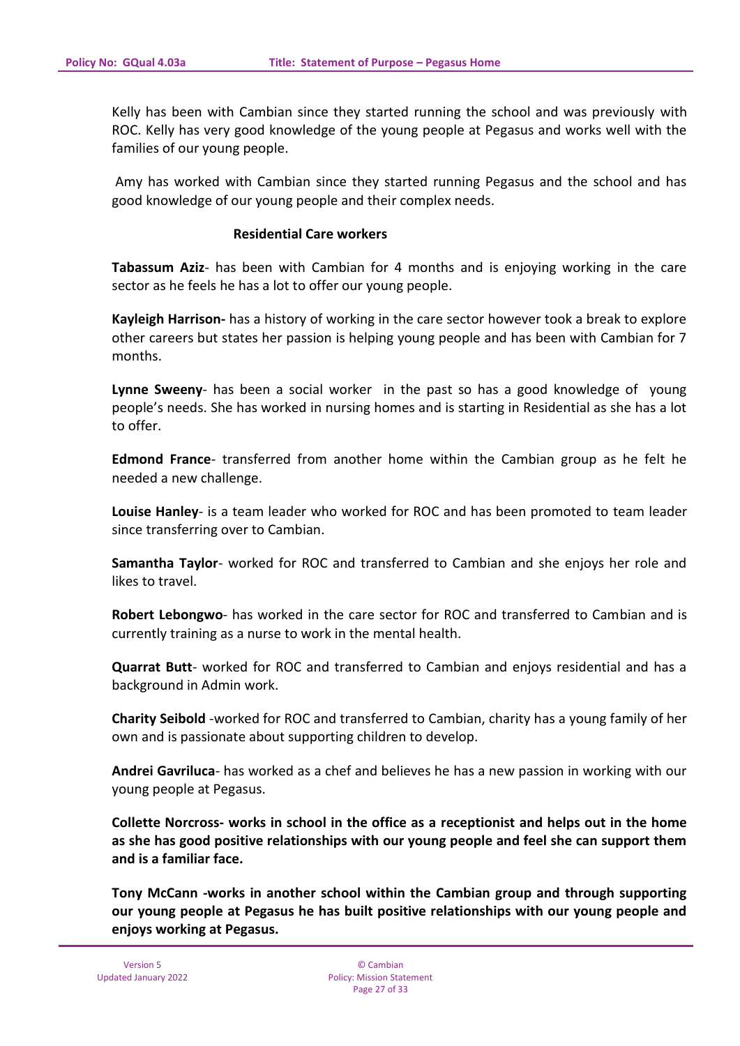Kelly has been with Cambian since they started running the school and was previously with ROC. Kelly has very good knowledge of the young people at Pegasus and works well with the families of our young people.

Amy has worked with Cambian since they started running Pegasus and the school and has good knowledge of our young people and their complex needs.

**Residential Care workers**

**Tabassum Aziz**- has been with Cambian for 4 months and is enjoying working in the care sector as he feels he has a lot to offer our young people.

**Kayleigh Harrison-** has a history of working in the care sector however took a break to explore other careers but states her passion is helping young people and has been with Cambian for 7 months.

**Lynne Sweeny**- has been a social worker in the past so has a good knowledge of young people's needs. She has worked in nursing homes and is starting in Residential as she has a lot to offer.

**Edmond France**- transferred from another home within the Cambian group as he felt he needed a new challenge.

**Louise Hanley**- is a team leader who worked for ROC and has been promoted to team leader since transferring over to Cambian.

**Samantha Taylor**- worked for ROC and transferred to Cambian and she enjoys her role and likes to travel.

**Robert Lebongwo**- has worked in the care sector for ROC and transferred to Cambian and is currently training as a nurse to work in the mental health.

**Quarrat Butt**- worked for ROC and transferred to Cambian and enjoys residential and has a background in Admin work.

**Charity Seibold** -worked for ROC and transferred to Cambian, charity has a young family of her own and is passionate about supporting children to develop.

**Andrei Gavriluca**- has worked as a chef and believes he has a new passion in working with our young people at Pegasus.

**Collette Norcross- works in school in the office as a receptionist and helps out in the home as she has good positive relationships with our young people and feel she can support them and is a familiar face.**

**Tony McCann -works in another school within the Cambian group and through supporting our young people at Pegasus he has built positive relationships with our young people and enjoys working at Pegasus.**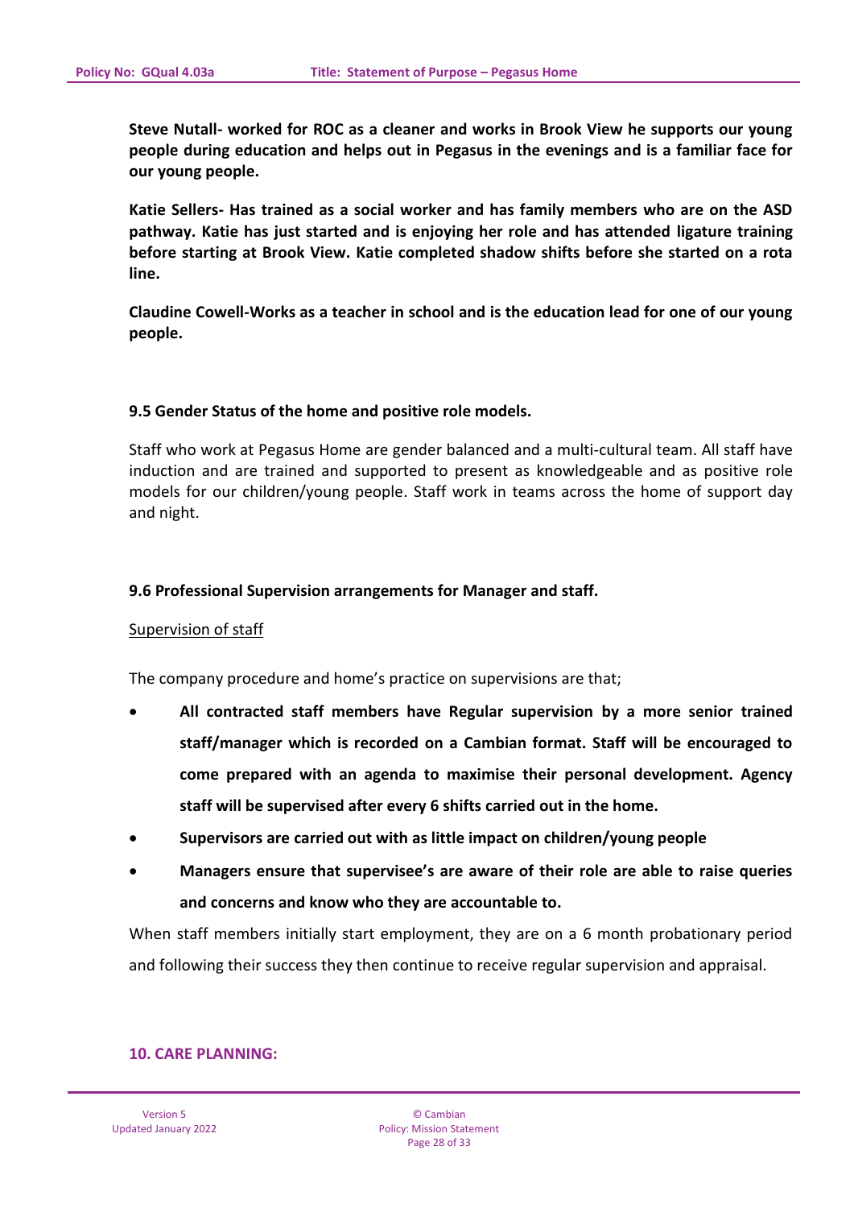**Steve Nutall- worked for ROC as a cleaner and works in Brook View he supports our young people during education and helps out in Pegasus in the evenings and is a familiar face for our young people.**

**Katie Sellers- Has trained as a social worker and has family members who are on the ASD pathway. Katie has just started and is enjoying her role and has attended ligature training before starting at Brook View. Katie completed shadow shifts before she started on a rota line.**

**Claudine Cowell-Works as a teacher in school and is the education lead for one of our young people.**

### 9.5 Gender Status of the home and positive role models.

Staff who work at Pegasus Home are gender balanced and a multi-cultural team. All staff have induction and are trained and supported to present as knowledgeable and as positive role models for our children/young people. Staff work in teams across the home of support day and night.

### 9.6 Professional Supervision arrangements for Manager and staff.

Supervision of staff

The company procedure and home's practice on supervisions are that;

- **All contracted staff members have Regular supervision by a more senior trained staff/manager which is recorded on a Cambian format. Staff will be encouraged to come prepared with an agenda to maximise their personal development. Agency staff will be supervised after every 6 shifts carried out in the home.**
- **Supervisors are carried out with as little impact on children/young people**
- **Managers ensure that supervisee's are aware of their role are able to raise queries and concerns and know who they are accountable to.**

When staff members initially start employment, they are on a 6 month probationary period and following their success they then continue to receive regular supervision and appraisal.

## 10. CARE PLANNING: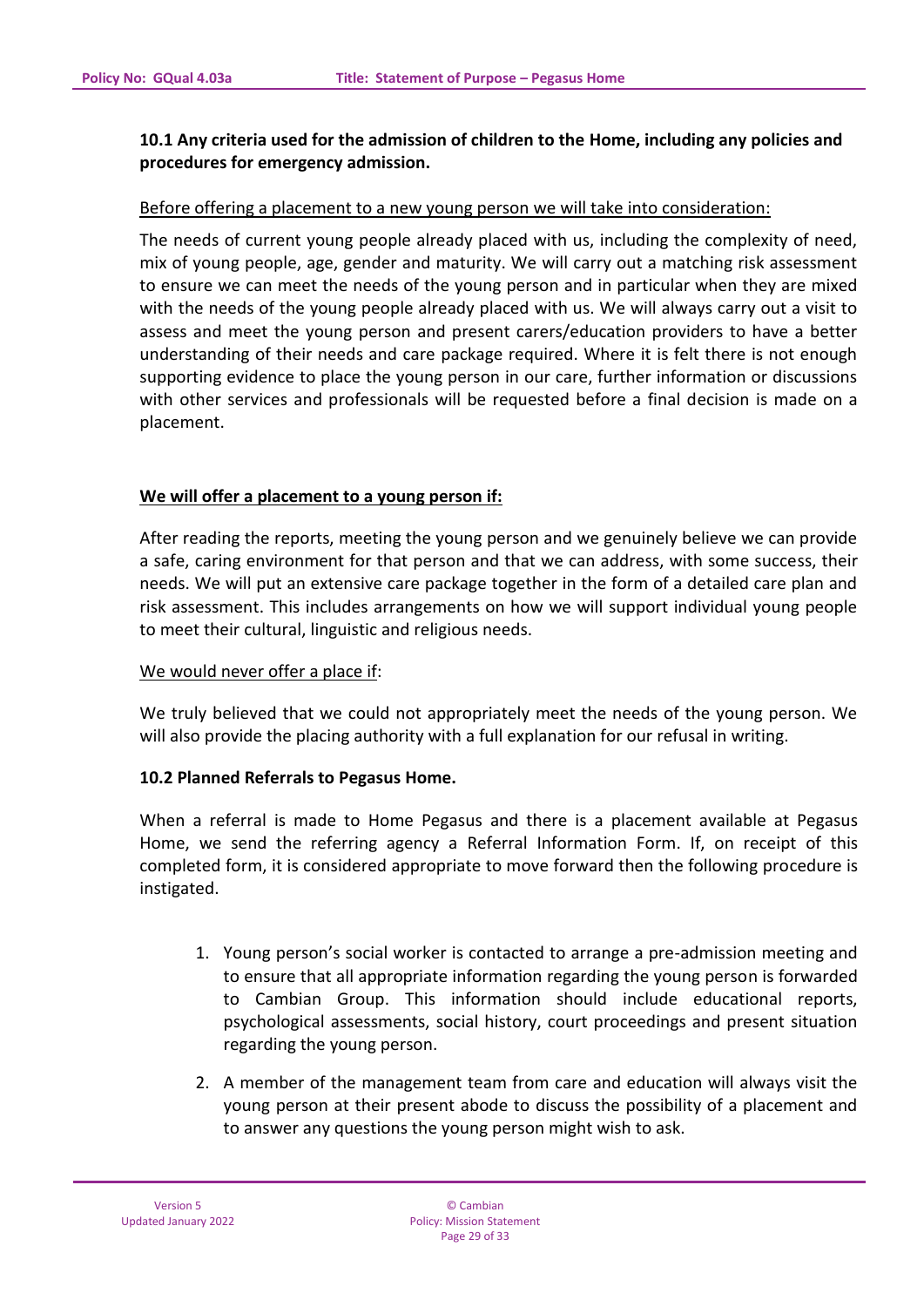### 10.1 Any criteria used for the admission of children to the Home, including any policies and procedures for emergency admission.

Before offering a placement to a new young person we will take into consideration:

The needs of current young people already placed with us, including the complexity of need, mix of young people, age, gender and maturity. We will carry out a matching risk assessment to ensure we can meet the needs of the young person and in particular when they are mixed with the needs of the young people already placed with us. We will always carry out a visit to assess and meet the young person and present carers/education providers to have a better understanding of their needs and care package required. Where it is felt there is not enough supporting evidence to place the young person in our care, further information or discussions with other services and professionals will be requested before a final decision is made on a placement.

**We will offer a placement to a young person if:**

After reading the reports, meeting the young person and we genuinely believe we can provide a safe, caring environment for that person and that we can address, with some success, their needs. We will put an extensive care package together in the form of a detailed care plan and risk assessment. This includes arrangements on how we will support individual young people to meet their cultural, linguistic and religious needs.

We would never offer a place if:

We truly believed that we could not appropriately meet the needs of the young person. We will also provide the placing authority with a full explanation for our refusal in writing.

### 10.2 Planned Referrals to Pegasus Home.

When a referral is made to Home Pegasus and there is a placement available at Pegasus Home, we send the referring agency a Referral Information Form. If, on receipt of this completed form, it is considered appropriate to move forward then the following procedure is instigated.

1. Young person's social worker is contacted to arrange a pre-admission meeting and to ensure that all appropriate information regarding the young person is forwarded to Cambian Group. This information should include educational reports, psychological assessments, social history, court proceedings and present situation regarding the young person.
2. A member of the management team from care and education will always visit the young person at their present abode to discuss the possibility of a placement and to answer any questions the young person might wish to ask.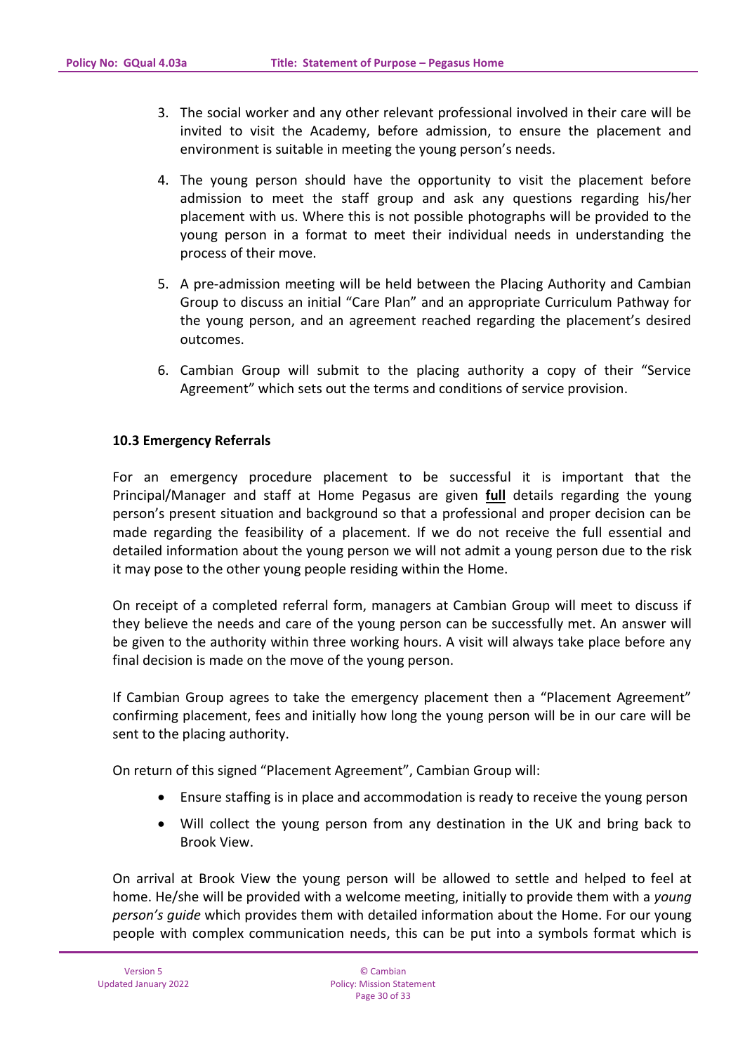3. The social worker and any other relevant professional involved in their care will be invited to visit the Academy, before admission, to ensure the placement and environment is suitable in meeting the young person's needs.

4. The young person should have the opportunity to visit the placement before admission to meet the staff group and ask any questions regarding his/her placement with us. Where this is not possible photographs will be provided to the young person in a format to meet their individual needs in understanding the process of their move.

5. A pre-admission meeting will be held between the Placing Authority and Cambian Group to discuss an initial "Care Plan" and an appropriate Curriculum Pathway for the young person, and an agreement reached regarding the placement's desired outcomes.

6. Cambian Group will submit to the placing authority a copy of their "Service Agreement" which sets out the terms and conditions of service provision.

### 10.3 Emergency Referrals

For an emergency procedure placement to be successful it is important that the Principal/Manager and staff at Home Pegasus are given **full** details regarding the young person's present situation and background so that a professional and proper decision can be made regarding the feasibility of a placement. If we do not receive the full essential and detailed information about the young person we will not admit a young person due to the risk it may pose to the other young people residing within the Home.

On receipt of a completed referral form, managers at Cambian Group will meet to discuss if they believe the needs and care of the young person can be successfully met. An answer will be given to the authority within three working hours. A visit will always take place before any final decision is made on the move of the young person.

If Cambian Group agrees to take the emergency placement then a "Placement Agreement" confirming placement, fees and initially how long the young person will be in our care will be sent to the placing authority.

On return of this signed "Placement Agreement", Cambian Group will:

- Ensure staffing is in place and accommodation is ready to receive the young person
- Will collect the young person from any destination in the UK and bring back to Brook View.

On arrival at Brook View the young person will be allowed to settle and helped to feel at home. He/she will be provided with a welcome meeting, initially to provide them with a *young person's guide* which provides them with detailed information about the Home. For our young people with complex communication needs, this can be put into a symbols format which is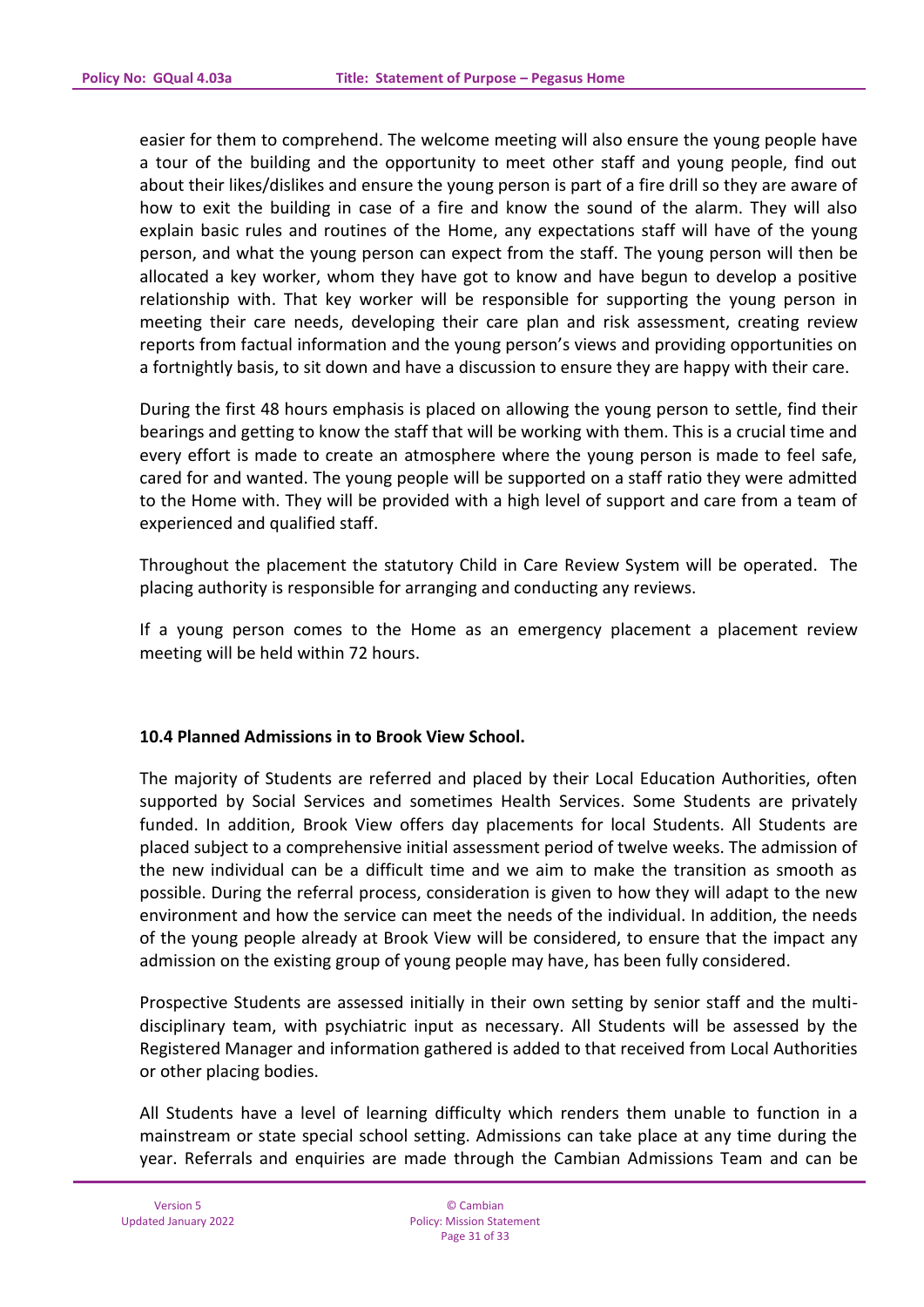easier for them to comprehend. The welcome meeting will also ensure the young people have a tour of the building and the opportunity to meet other staff and young people, find out about their likes/dislikes and ensure the young person is part of a fire drill so they are aware of how to exit the building in case of a fire and know the sound of the alarm. They will also explain basic rules and routines of the Home, any expectations staff will have of the young person, and what the young person can expect from the staff. The young person will then be allocated a key worker, whom they have got to know and have begun to develop a positive relationship with. That key worker will be responsible for supporting the young person in meeting their care needs, developing their care plan and risk assessment, creating review reports from factual information and the young person's views and providing opportunities on a fortnightly basis, to sit down and have a discussion to ensure they are happy with their care.

During the first 48 hours emphasis is placed on allowing the young person to settle, find their bearings and getting to know the staff that will be working with them. This is a crucial time and every effort is made to create an atmosphere where the young person is made to feel safe, cared for and wanted. The young people will be supported on a staff ratio they were admitted to the Home with. They will be provided with a high level of support and care from a team of experienced and qualified staff.

Throughout the placement the statutory Child in Care Review System will be operated. The placing authority is responsible for arranging and conducting any reviews.

If a young person comes to the Home as an emergency placement a placement review meeting will be held within 72 hours.

**10.4 Planned Admissions in to Brook View School.**

The majority of Students are referred and placed by their Local Education Authorities, often supported by Social Services and sometimes Health Services. Some Students are privately funded. In addition, Brook View offers day placements for local Students. All Students are placed subject to a comprehensive initial assessment period of twelve weeks. The admission of the new individual can be a difficult time and we aim to make the transition as smooth as possible. During the referral process, consideration is given to how they will adapt to the new environment and how the service can meet the needs of the individual. In addition, the needs of the young people already at Brook View will be considered, to ensure that the impact any admission on the existing group of young people may have, has been fully considered.

Prospective Students are assessed initially in their own setting by senior staff and the multi-disciplinary team, with psychiatric input as necessary. All Students will be assessed by the Registered Manager and information gathered is added to that received from Local Authorities or other placing bodies.

All Students have a level of learning difficulty which renders them unable to function in a mainstream or state special school setting. Admissions can take place at any time during the year. Referrals and enquiries are made through the Cambian Admissions Team and can be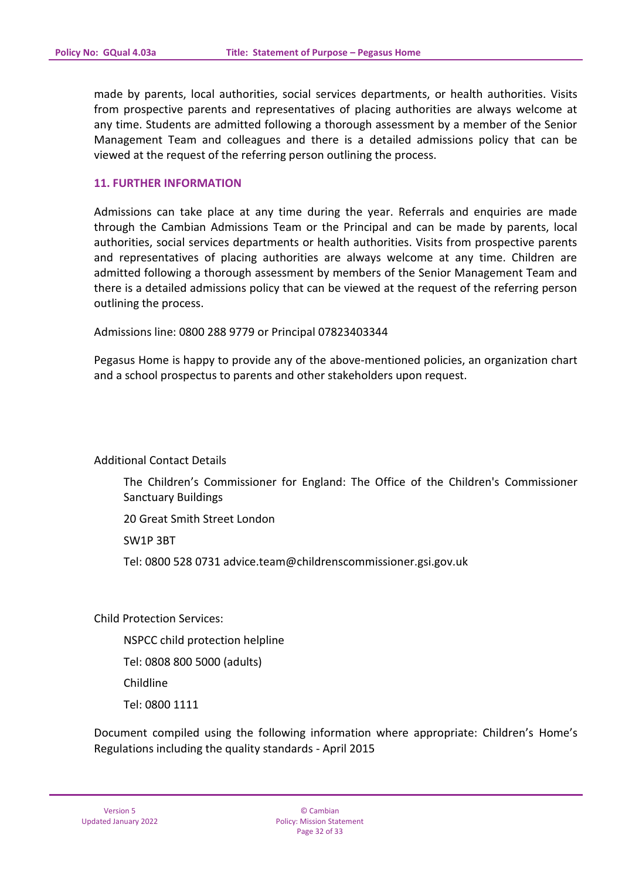made by parents, local authorities, social services departments, or health authorities. Visits from prospective parents and representatives of placing authorities are always welcome at any time. Students are admitted following a thorough assessment by a member of the Senior Management Team and colleagues and there is a detailed admissions policy that can be viewed at the request of the referring person outlining the process.

## 11. FURTHER INFORMATION

Admissions can take place at any time during the year. Referrals and enquiries are made through the Cambian Admissions Team or the Principal and can be made by parents, local authorities, social services departments or health authorities. Visits from prospective parents and representatives of placing authorities are always welcome at any time. Children are admitted following a thorough assessment by members of the Senior Management Team and there is a detailed admissions policy that can be viewed at the request of the referring person outlining the process.

Admissions line: 0800 288 9779 or Principal 07823403344

Pegasus Home is happy to provide any of the above-mentioned policies, an organization chart and a school prospectus to parents and other stakeholders upon request.

Additional Contact Details

> The Children's Commissioner for England: The Office of the Children's Commissioner Sanctuary Buildings
>
> 20 Great Smith Street London
>
> SW1P 3BT
>
> Tel: 0800 528 0731 advice.team@childrenscommissioner.gsi.gov.uk

Child Protection Services:

> NSPCC child protection helpline
>
> Tel: 0808 800 5000 (adults)
>
> Childline
>
> Tel: 0800 1111

Document compiled using the following information where appropriate: Children's Home's Regulations including the quality standards - April 2015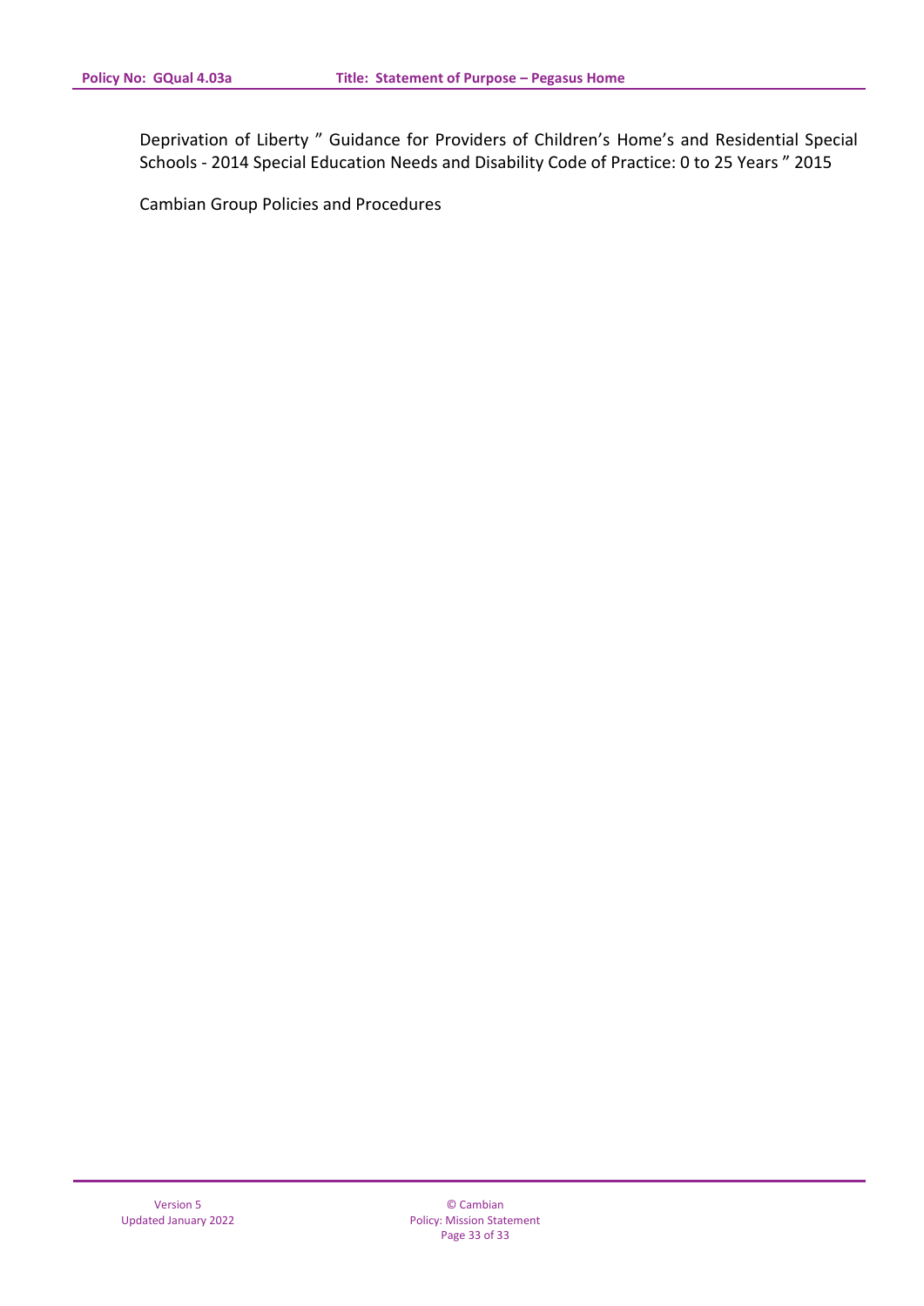Deprivation of Liberty ” Guidance for Providers of Children’s Home’s and Residential Special Schools - 2014 Special Education Needs and Disability Code of Practice: 0 to 25 Years ” 2015

Cambian Group Policies and Procedures